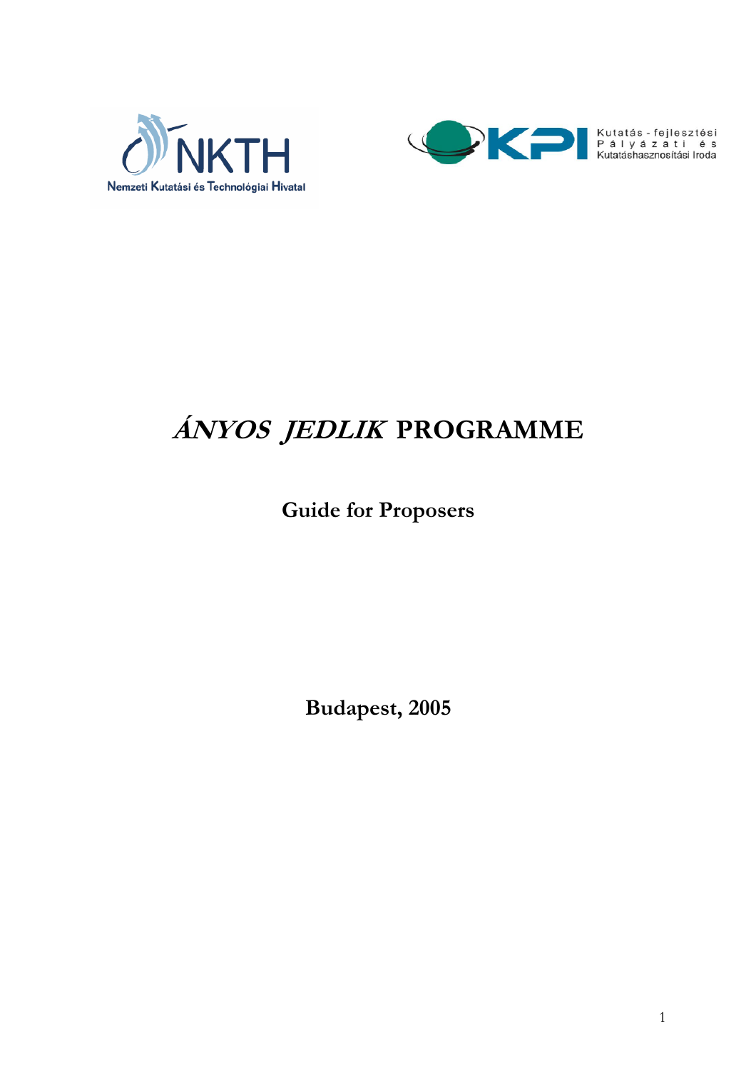Nemzeti Kutatási és Technológiai Hivatal

Kutatás - fejlesztési Pályázati és Kutatáshasznosítási Iroda

# *ÁNYOS JEDLIK* PROGRAMME

## Guide for Proposers

**Budapest, 2005**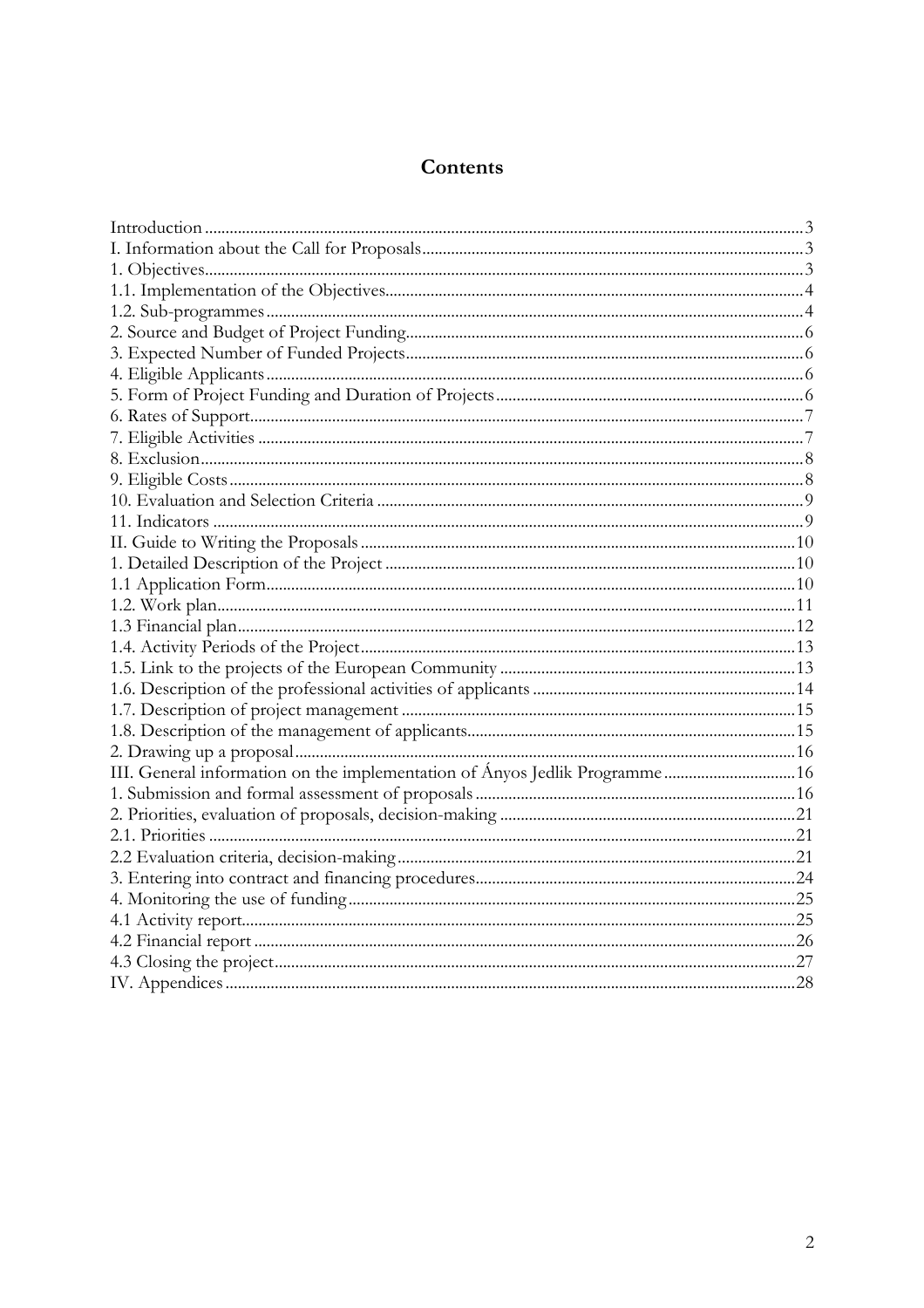# Contents

Introduction ... 3
I. Information about the Call for Proposals ... 3
1. Objectives ... 3
1.1. Implementation of the Objectives ... 4
1.2. Sub-programmes ... 4
2. Source and Budget of Project Funding ... 6
3. Expected Number of Funded Projects ... 6
4. Eligible Applicants ... 6
5. Form of Project Funding and Duration of Projects ... 6
6. Rates of Support ... 7
7. Eligible Activities ... 7
8. Exclusion ... 8
9. Eligible Costs ... 8
10. Evaluation and Selection Criteria ... 9
11. Indicators ... 9
II. Guide to Writing the Proposals ... 10
1. Detailed Description of the Project ... 10
1.1 Application Form ... 10
1.2. Work plan ... 11
1.3 Financial plan ... 12
1.4. Activity Periods of the Project ... 13
1.5. Link to the projects of the European Community ... 13
1.6. Description of the professional activities of applicants ... 14
1.7. Description of project management ... 15
1.8. Description of the management of applicants ... 15
2. Drawing up a proposal ... 16
III. General information on the implementation of Ányos Jedlik Programme ... 16
1. Submission and formal assessment of proposals ... 16
2. Priorities, evaluation of proposals, decision-making ... 21
2.1. Priorities ... 21
2.2 Evaluation criteria, decision-making ... 21
3. Entering into contract and financing procedures ... 24
4. Monitoring the use of funding ... 25
4.1 Activity report ... 25
4.2 Financial report ... 26
4.3 Closing the project ... 27
IV. Appendices ... 28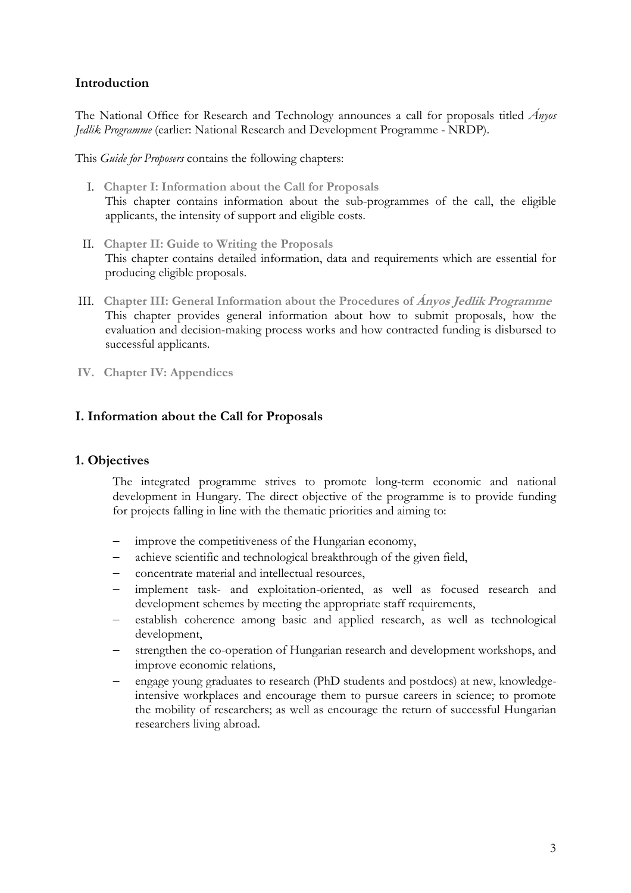## Introduction

The National Office for Research and Technology announces a call for proposals titled *Ányos Jedlik Programme* (earlier: National Research and Development Programme - NRDP).

This *Guide for Proposers* contains the following chapters:

I. **Chapter I: Information about the Call for Proposals**
   This chapter contains information about the sub-programmes of the call, the eligible applicants, the intensity of support and eligible costs.

II. **Chapter II: Guide to Writing the Proposals**
   This chapter contains detailed information, data and requirements which are essential for producing eligible proposals.

III. **Chapter III: General Information about the Procedures of *Ányos Jedlik Programme***
   This chapter provides general information about how to submit proposals, how the evaluation and decision-making process works and how contracted funding is disbursed to successful applicants.

IV. **Chapter IV: Appendices**

## I. Information about the Call for Proposals

### 1. Objectives

The integrated programme strives to promote long-term economic and national development in Hungary. The direct objective of the programme is to provide funding for projects falling in line with the thematic priorities and aiming to:

- improve the competitiveness of the Hungarian economy,
- achieve scientific and technological breakthrough of the given field,
- concentrate material and intellectual resources,
- implement task- and exploitation-oriented, as well as focused research and development schemes by meeting the appropriate staff requirements,
- establish coherence among basic and applied research, as well as technological development,
- strengthen the co-operation of Hungarian research and development workshops, and improve economic relations,
- engage young graduates to research (PhD students and postdocs) at new, knowledge-intensive workplaces and encourage them to pursue careers in science; to promote the mobility of researchers; as well as encourage the return of successful Hungarian researchers living abroad.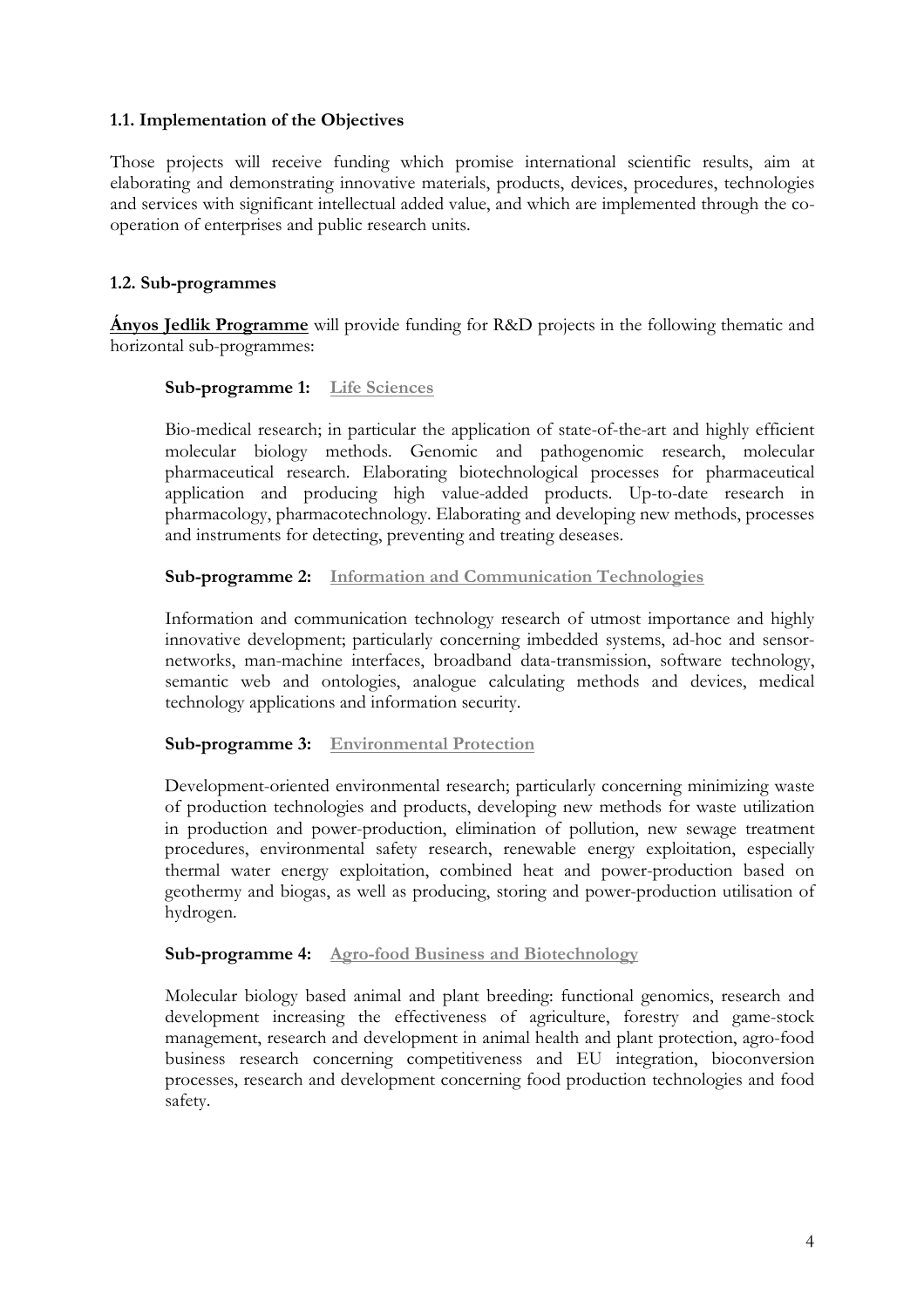### 1.1. Implementation of the Objectives

Those projects will receive funding which promise international scientific results, aim at elaborating and demonstrating innovative materials, products, devices, procedures, technologies and services with significant intellectual added value, and which are implemented through the co-operation of enterprises and public research units.

### 1.2. Sub-programmes

**Ányos Jedlik Programme** will provide funding for R&D projects in the following thematic and horizontal sub-programmes:

**Sub-programme 1: Life Sciences**

Bio-medical research; in particular the application of state-of-the-art and highly efficient molecular biology methods. Genomic and pathogenomic research, molecular pharmaceutical research. Elaborating biotechnological processes for pharmaceutical application and producing high value-added products. Up-to-date research in pharmacology, pharmacotechnology. Elaborating and developing new methods, processes and instruments for detecting, preventing and treating deseases.

**Sub-programme 2: Information and Communication Technologies**

Information and communication technology research of utmost importance and highly innovative development; particularly concerning imbedded systems, ad-hoc and sensor-networks, man-machine interfaces, broadband data-transmission, software technology, semantic web and ontologies, analogue calculating methods and devices, medical technology applications and information security.

**Sub-programme 3: Environmental Protection**

Development-oriented environmental research; particularly concerning minimizing waste of production technologies and products, developing new methods for waste utilization in production and power-production, elimination of pollution, new sewage treatment procedures, environmental safety research, renewable energy exploitation, especially thermal water energy exploitation, combined heat and power-production based on geothermy and biogas, as well as producing, storing and power-production utilisation of hydrogen.

**Sub-programme 4: Agro-food Business and Biotechnology**

Molecular biology based animal and plant breeding: functional genomics, research and development increasing the effectiveness of agriculture, forestry and game-stock management, research and development in animal health and plant protection, agro-food business research concerning competitiveness and EU integration, bioconversion processes, research and development concerning food production technologies and food safety.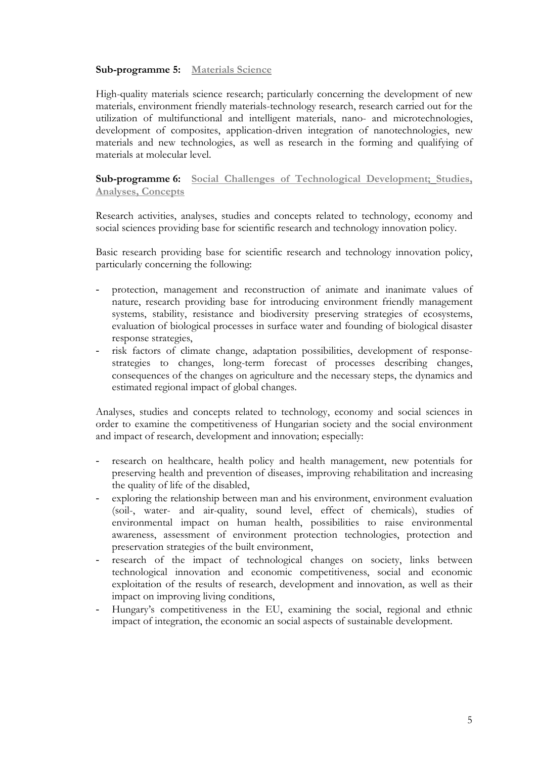**Sub-programme 5: Materials Science**

High-quality materials science research; particularly concerning the development of new materials, environment friendly materials-technology research, research carried out for the utilization of multifunctional and intelligent materials, nano- and microtechnologies, development of composites, application-driven integration of nanotechnologies, new materials and new technologies, as well as research in the forming and qualifying of materials at molecular level.

**Sub-programme 6: Social Challenges of Technological Development; Studies, Analyses, Concepts**

Research activities, analyses, studies and concepts related to technology, economy and social sciences providing base for scientific research and technology innovation policy.

Basic research providing base for scientific research and technology innovation policy, particularly concerning the following:

- protection, management and reconstruction of animate and inanimate values of nature, research providing base for introducing environment friendly management systems, stability, resistance and biodiversity preserving strategies of ecosystems, evaluation of biological processes in surface water and founding of biological disaster response strategies,
- risk factors of climate change, adaptation possibilities, development of response-strategies to changes, long-term forecast of processes describing changes, consequences of the changes on agriculture and the necessary steps, the dynamics and estimated regional impact of global changes.

Analyses, studies and concepts related to technology, economy and social sciences in order to examine the competitiveness of Hungarian society and the social environment and impact of research, development and innovation; especially:

- research on healthcare, health policy and health management, new potentials for preserving health and prevention of diseases, improving rehabilitation and increasing the quality of life of the disabled,
- exploring the relationship between man and his environment, environment evaluation (soil-, water- and air-quality, sound level, effect of chemicals), studies of environmental impact on human health, possibilities to raise environmental awareness, assessment of environment protection technologies, protection and preservation strategies of the built environment,
- research of the impact of technological changes on society, links between technological innovation and economic competitiveness, social and economic exploitation of the results of research, development and innovation, as well as their impact on improving living conditions,
- Hungary's competitiveness in the EU, examining the social, regional and ethnic impact of integration, the economic an social aspects of sustainable development.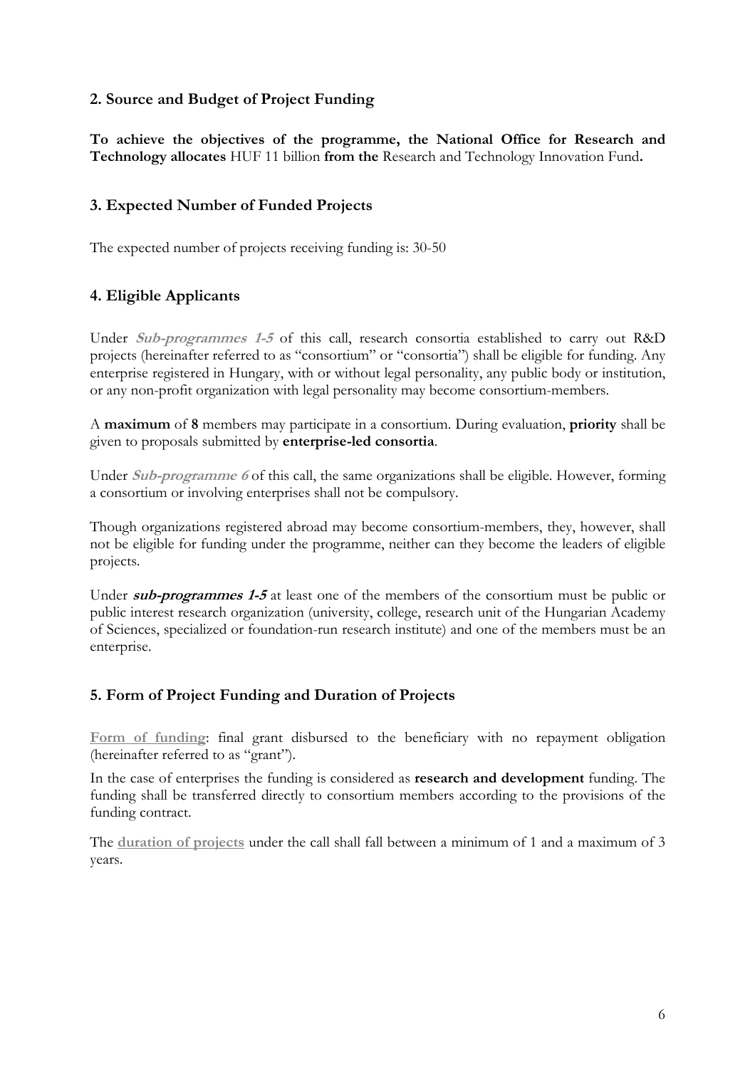## 2. Source and Budget of Project Funding

**To achieve the objectives of the programme, the National Office for Research and Technology allocates** HUF 11 billion **from the** Research and Technology Innovation Fund**.**

## 3. Expected Number of Funded Projects

The expected number of projects receiving funding is: 30-50

## 4. Eligible Applicants

Under ***Sub-programmes 1-5*** of this call, research consortia established to carry out R&D projects (hereinafter referred to as "consortium" or "consortia") shall be eligible for funding. Any enterprise registered in Hungary, with or without legal personality, any public body or institution, or any non-profit organization with legal personality may become consortium-members.

A **maximum** of **8** members may participate in a consortium. During evaluation, **priority** shall be given to proposals submitted by **enterprise-led consortia**.

Under ***Sub-programme 6*** of this call, the same organizations shall be eligible. However, forming a consortium or involving enterprises shall not be compulsory.

Though organizations registered abroad may become consortium-members, they, however, shall not be eligible for funding under the programme, neither can they become the leaders of eligible projects.

Under ***sub-programmes 1-5*** at least one of the members of the consortium must be public or public interest research organization (university, college, research unit of the Hungarian Academy of Sciences, specialized or foundation-run research institute) and one of the members must be an enterprise.

## 5. Form of Project Funding and Duration of Projects

**Form of funding**: final grant disbursed to the beneficiary with no repayment obligation (hereinafter referred to as "grant").

In the case of enterprises the funding is considered as **research and development** funding. The funding shall be transferred directly to consortium members according to the provisions of the funding contract.

The **duration of projects** under the call shall fall between a minimum of 1 and a maximum of 3 years.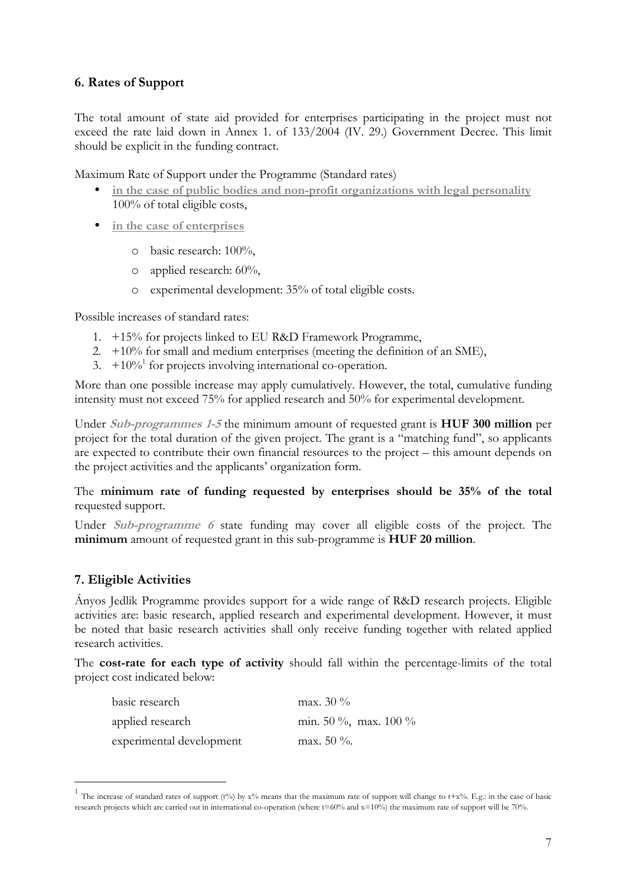## 6. Rates of Support

The total amount of state aid provided for enterprises participating in the project must not exceed the rate laid down in Annex 1. of 133/2004 (IV. 29.) Government Decree. This limit should be explicit in the funding contract.

Maximum Rate of Support under the Programme (Standard rates)

- **in the case of public bodies and non-profit organizations with legal personality** 100% of total eligible costs,
- **in the case of enterprises**
  - basic research: 100%,
  - applied research: 60%,
  - experimental development: 35% of total eligible costs.

Possible increases of standard rates:

1. +15% for projects linked to EU R&D Framework Programme,
2. +10% for small and medium enterprises (meeting the definition of an SME),
3. +10%[1] for projects involving international co-operation.

More than one possible increase may apply cumulatively. However, the total, cumulative funding intensity must not exceed 75% for applied research and 50% for experimental development.

Under ***Sub-programmes 1-5*** the minimum amount of requested grant is **HUF 300 million** per project for the total duration of the given project. The grant is a "matching fund", so applicants are expected to contribute their own financial resources to the project – this amount depends on the project activities and the applicants' organization form.

The **minimum rate of funding requested by enterprises should be 35% of the total** requested support.

Under ***Sub-programme 6*** state funding may cover all eligible costs of the project. The **minimum** amount of requested grant in this sub-programme is **HUF 20 million**.

## 7. Eligible Activities

Ányos Jedlik Programme provides support for a wide range of R&D research projects. Eligible activities are: basic research, applied research and experimental development. However, it must be noted that basic research activities shall only receive funding together with related applied research activities.

The **cost-rate for each type of activity** should fall within the percentage-limits of the total project cost indicated below:

| | |
|---|---|
| basic research | max. 30 % |
| applied research | min. 50 %, max. 100 % |
| experimental development | max. 50 %. |

[1] The increase of standard rates of support (t%) by x% means that the maximum rate of support will change to t+x%. E.g.: in the case of basic research projects which are carried out in international co-operation (where t=60% and x=10%) the maximum rate of support will be 70%.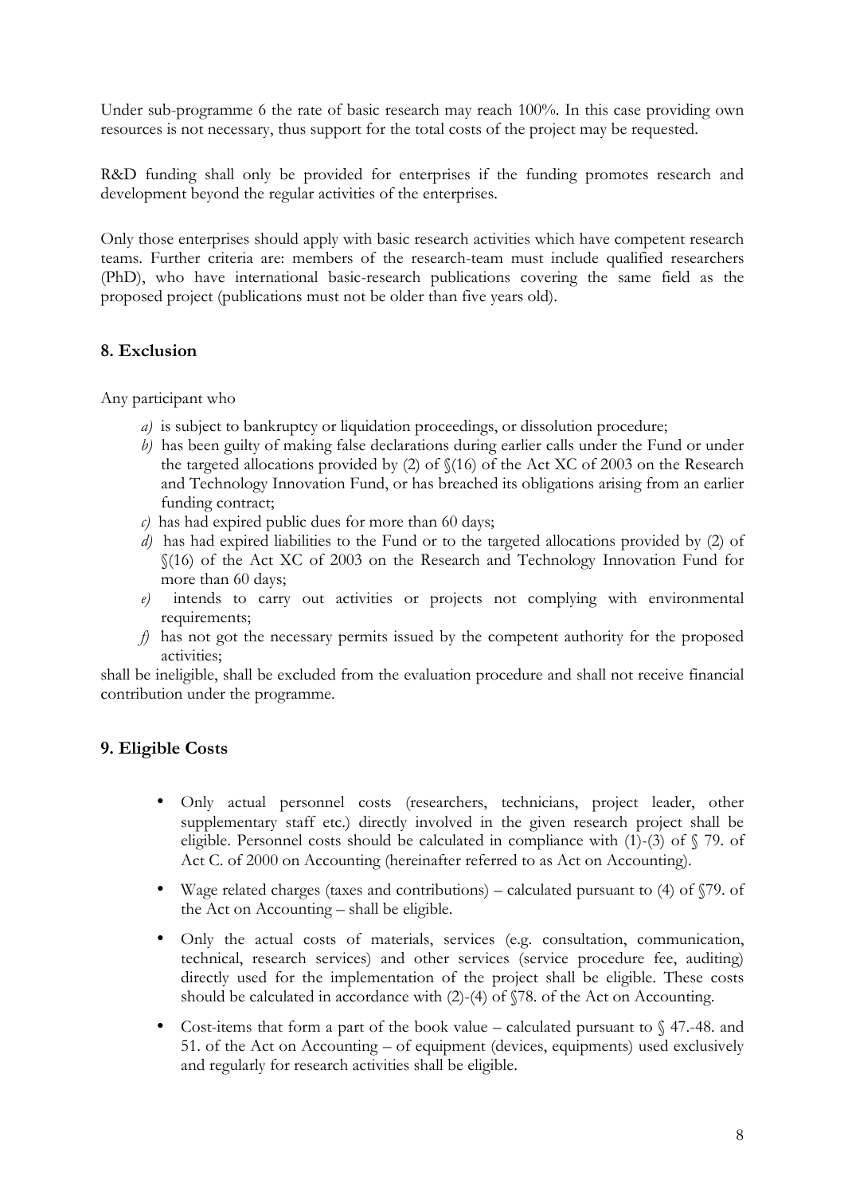Under sub-programme 6 the rate of basic research may reach 100%. In this case providing own resources is not necessary, thus support for the total costs of the project may be requested.

R&D funding shall only be provided for enterprises if the funding promotes research and development beyond the regular activities of the enterprises.

Only those enterprises should apply with basic research activities which have competent research teams. Further criteria are: members of the research-team must include qualified researchers (PhD), who have international basic-research publications covering the same field as the proposed project (publications must not be older than five years old).

## 8. Exclusion

Any participant who

*a)* is subject to bankruptcy or liquidation proceedings, or dissolution procedure;
*b)* has been guilty of making false declarations during earlier calls under the Fund or under the targeted allocations provided by (2) of §(16) of the Act XC of 2003 on the Research and Technology Innovation Fund, or has breached its obligations arising from an earlier funding contract;
*c)* has had expired public dues for more than 60 days;
*d)* has had expired liabilities to the Fund or to the targeted allocations provided by (2) of §(16) of the Act XC of 2003 on the Research and Technology Innovation Fund for more than 60 days;
*e)* intends to carry out activities or projects not complying with environmental requirements;
*f)* has not got the necessary permits issued by the competent authority for the proposed activities;

shall be ineligible, shall be excluded from the evaluation procedure and shall not receive financial contribution under the programme.

## 9. Eligible Costs

- Only actual personnel costs (researchers, technicians, project leader, other supplementary staff etc.) directly involved in the given research project shall be eligible. Personnel costs should be calculated in compliance with (1)-(3) of § 79. of Act C. of 2000 on Accounting (hereinafter referred to as Act on Accounting).
- Wage related charges (taxes and contributions) – calculated pursuant to (4) of §79. of the Act on Accounting – shall be eligible.
- Only the actual costs of materials, services (e.g. consultation, communication, technical, research services) and other services (service procedure fee, auditing) directly used for the implementation of the project shall be eligible. These costs should be calculated in accordance with (2)-(4) of §78. of the Act on Accounting.
- Cost-items that form a part of the book value – calculated pursuant to § 47.-48. and 51. of the Act on Accounting – of equipment (devices, equipments) used exclusively and regularly for research activities shall be eligible.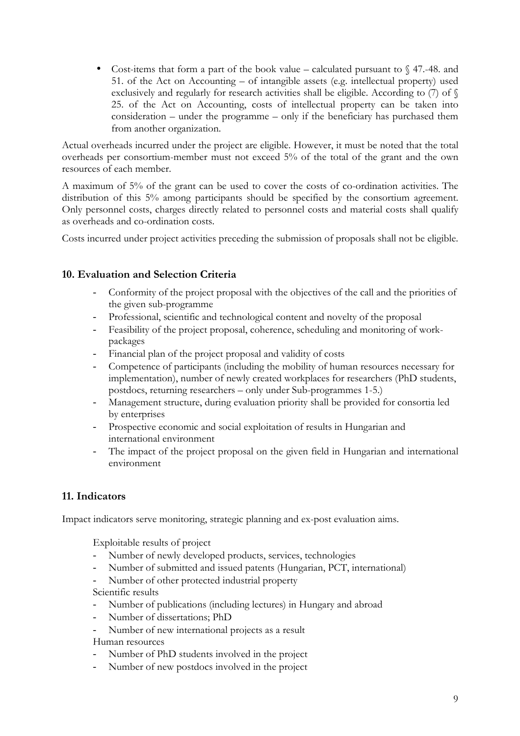- Cost-items that form a part of the book value – calculated pursuant to § 47.-48. and 51. of the Act on Accounting – of intangible assets (e.g. intellectual property) used exclusively and regularly for research activities shall be eligible. According to (7) of § 25. of the Act on Accounting, costs of intellectual property can be taken into consideration – under the programme – only if the beneficiary has purchased them from another organization.

Actual overheads incurred under the project are eligible. However, it must be noted that the total overheads per consortium-member must not exceed 5% of the total of the grant and the own resources of each member.

A maximum of 5% of the grant can be used to cover the costs of co-ordination activities. The distribution of this 5% among participants should be specified by the consortium agreement. Only personnel costs, charges directly related to personnel costs and material costs shall qualify as overheads and co-ordination costs.

Costs incurred under project activities preceding the submission of proposals shall not be eligible.

## 10. Evaluation and Selection Criteria

- Conformity of the project proposal with the objectives of the call and the priorities of the given sub-programme
- Professional, scientific and technological content and novelty of the proposal
- Feasibility of the project proposal, coherence, scheduling and monitoring of work-packages
- Financial plan of the project proposal and validity of costs
- Competence of participants (including the mobility of human resources necessary for implementation), number of newly created workplaces for researchers (PhD students, postdocs, returning researchers – only under Sub-programmes 1-5.)
- Management structure, during evaluation priority shall be provided for consortia led by enterprises
- Prospective economic and social exploitation of results in Hungarian and international environment
- The impact of the project proposal on the given field in Hungarian and international environment

## 11. Indicators

Impact indicators serve monitoring, strategic planning and ex-post evaluation aims.

Exploitable results of project

- Number of newly developed products, services, technologies
- Number of submitted and issued patents (Hungarian, PCT, international)
- Number of other protected industrial property

Scientific results

- Number of publications (including lectures) in Hungary and abroad
- Number of dissertations; PhD
- Number of new international projects as a result

Human resources

- Number of PhD students involved in the project
- Number of new postdocs involved in the project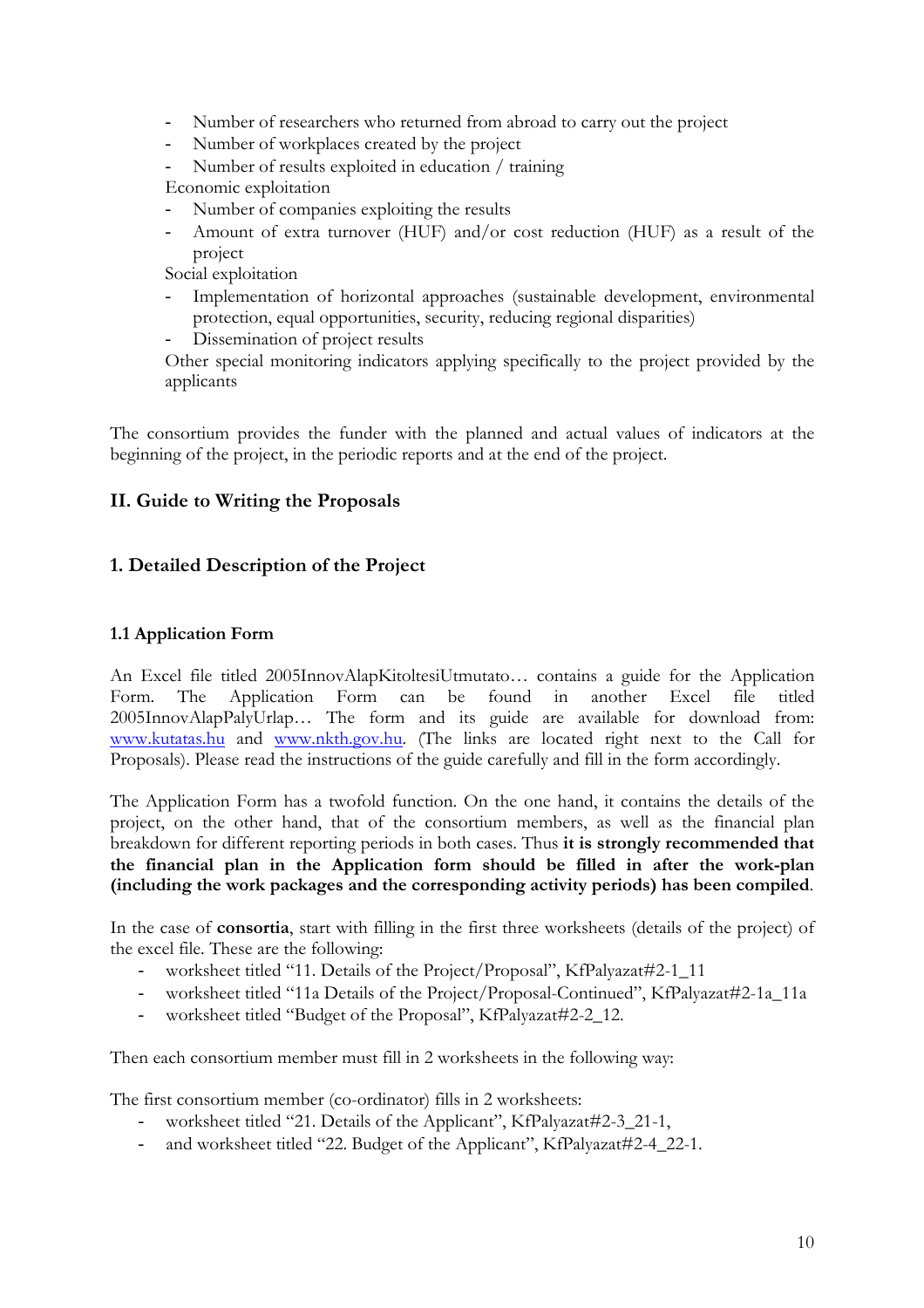- Number of researchers who returned from abroad to carry out the project
- Number of workplaces created by the project
- Number of results exploited in education / training

Economic exploitation

- Number of companies exploiting the results
- Amount of extra turnover (HUF) and/or cost reduction (HUF) as a result of the project

Social exploitation

- Implementation of horizontal approaches (sustainable development, environmental protection, equal opportunities, security, reducing regional disparities)
- Dissemination of project results

Other special monitoring indicators applying specifically to the project provided by the applicants

The consortium provides the funder with the planned and actual values of indicators at the beginning of the project, in the periodic reports and at the end of the project.

## II. Guide to Writing the Proposals

## 1. Detailed Description of the Project

### 1.1 Application Form

An Excel file titled 2005InnovAlapKitoltesiUtmutato… contains a guide for the Application Form. The Application Form can be found in another Excel file titled 2005InnovAlapPalyUrlap… The form and its guide are available for download from: [www.kutatas.hu](http://www.kutatas.hu) and [www.nkth.gov.hu](http://www.nkth.gov.hu). (The links are located right next to the Call for Proposals). Please read the instructions of the guide carefully and fill in the form accordingly.

The Application Form has a twofold function. On the one hand, it contains the details of the project, on the other hand, that of the consortium members, as well as the financial plan breakdown for different reporting periods in both cases. Thus **it is strongly recommended that the financial plan in the Application form should be filled in after the work-plan (including the work packages and the corresponding activity periods) has been compiled**.

In the case of **consortia**, start with filling in the first three worksheets (details of the project) of the excel file. These are the following:

- worksheet titled "11. Details of the Project/Proposal", KfPalyazat#2-1_11
- worksheet titled "11a Details of the Project/Proposal-Continued", KfPalyazat#2-1a_11a
- worksheet titled "Budget of the Proposal", KfPalyazat#2-2_12.

Then each consortium member must fill in 2 worksheets in the following way:

The first consortium member (co-ordinator) fills in 2 worksheets:

- worksheet titled "21. Details of the Applicant", KfPalyazat#2-3_21-1,
- and worksheet titled "22. Budget of the Applicant", KfPalyazat#2-4_22-1.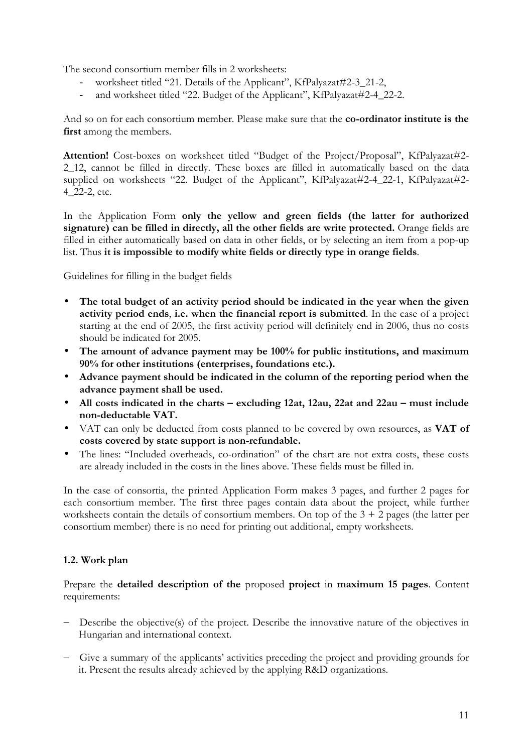The second consortium member fills in 2 worksheets:

- worksheet titled "21. Details of the Applicant", KfPalyazat#2-3_21-2,
- and worksheet titled "22. Budget of the Applicant", KfPalyazat#2-4_22-2.

And so on for each consortium member. Please make sure that the **co-ordinator institute is the first** among the members.

**Attention!** Cost-boxes on worksheet titled "Budget of the Project/Proposal", KfPalyazat#2-2_12, cannot be filled in directly. These boxes are filled in automatically based on the data supplied on worksheets "22. Budget of the Applicant", KfPalyazat#2-4_22-1, KfPalyazat#2-4_22-2, etc.

In the Application Form **only the yellow and green fields (the latter for authorized signature) can be filled in directly, all the other fields are write protected.** Orange fields are filled in either automatically based on data in other fields, or by selecting an item from a pop-up list. Thus **it is impossible to modify white fields or directly type in orange fields**.

Guidelines for filling in the budget fields

- **The total budget of an activity period should be indicated in the year when the given activity period ends**, **i.e. when the financial report is submitted**. In the case of a project starting at the end of 2005, the first activity period will definitely end in 2006, thus no costs should be indicated for 2005.
- **The amount of advance payment may be 100% for public institutions, and maximum 90% for other institutions (enterprises, foundations etc.).**
- **Advance payment should be indicated in the column of the reporting period when the advance payment shall be used.**
- **All costs indicated in the charts – excluding 12at, 12au, 22at and 22au – must include non-deductable VAT.**
- VAT can only be deducted from costs planned to be covered by own resources, as **VAT of costs covered by state support is non-refundable.**
- The lines: "Included overheads, co-ordination" of the chart are not extra costs, these costs are already included in the costs in the lines above. These fields must be filled in.

In the case of consortia, the printed Application Form makes 3 pages, and further 2 pages for each consortium member. The first three pages contain data about the project, while further worksheets contain the details of consortium members. On top of the 3 + 2 pages (the latter per consortium member) there is no need for printing out additional, empty worksheets.

### 1.2. Work plan

Prepare the **detailed description of the** proposed **project** in **maximum 15 pages**. Content requirements:

- Describe the objective(s) of the project. Describe the innovative nature of the objectives in Hungarian and international context.
- Give a summary of the applicants' activities preceding the project and providing grounds for it. Present the results already achieved by the applying R&D organizations.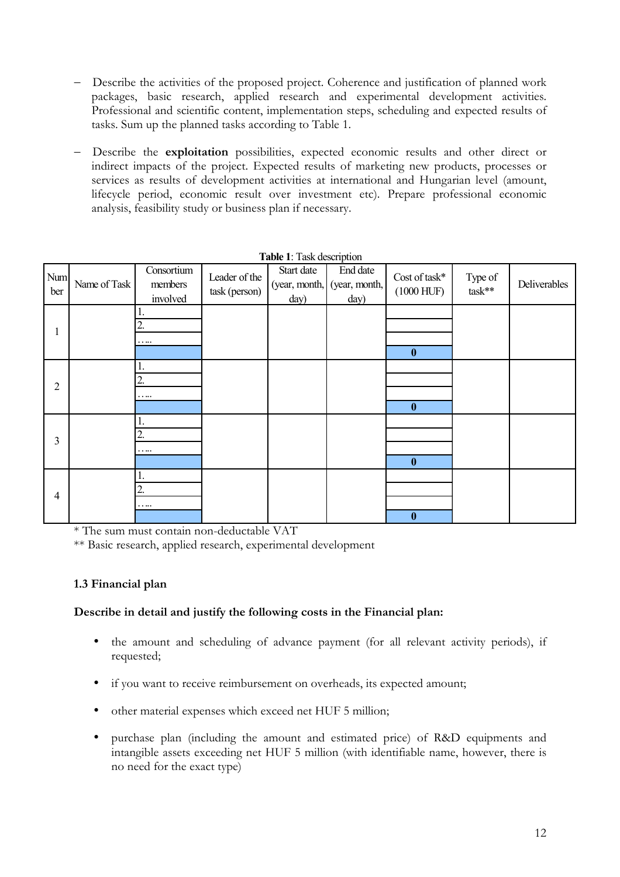- Describe the activities of the proposed project. Coherence and justification of planned work packages, basic research, applied research and experimental development activities. Professional and scientific content, implementation steps, scheduling and expected results of tasks. Sum up the planned tasks according to Table 1.

- Describe the **exploitation** possibilities, expected economic results and other direct or indirect impacts of the project. Expected results of marketing new products, processes or services as results of development activities at international and Hungarian level (amount, lifecycle period, economic result over investment etc). Prepare professional economic analysis, feasibility study or business plan if necessary.

**Table 1**: Task description

| Number | Name of Task | Consortium members involved | Leader of the task (person) | Start date (year, month, day) | End date (year, month, day) | Cost of task* (1000 HUF) | Type of task** | Deliverables |
|---|---|---|---|---|---|---|---|---|
| 1 | | 1. | | | | | | |
| | | 2. | | | | | | |
| | | ….. | | | | | | |
| | | | | | | 0 | | |
| 2 | | 1. | | | | | | |
| | | 2. | | | | | | |
| | | ….. | | | | | | |
| | | | | | | 0 | | |
| 3 | | 1. | | | | | | |
| | | 2. | | | | | | |
| | | ….. | | | | | | |
| | | | | | | 0 | | |
| 4 | | 1. | | | | | | |
| | | 2. | | | | | | |
| | | ….. | | | | | | |
| | | | | | | 0 | | |

* The sum must contain non-deductable VAT

** Basic research, applied research, experimental development

### 1.3 Financial plan

**Describe in detail and justify the following costs in the Financial plan:**

- the amount and scheduling of advance payment (for all relevant activity periods), if requested;
- if you want to receive reimbursement on overheads, its expected amount;
- other material expenses which exceed net HUF 5 million;
- purchase plan (including the amount and estimated price) of R&D equipments and intangible assets exceeding net HUF 5 million (with identifiable name, however, there is no need for the exact type)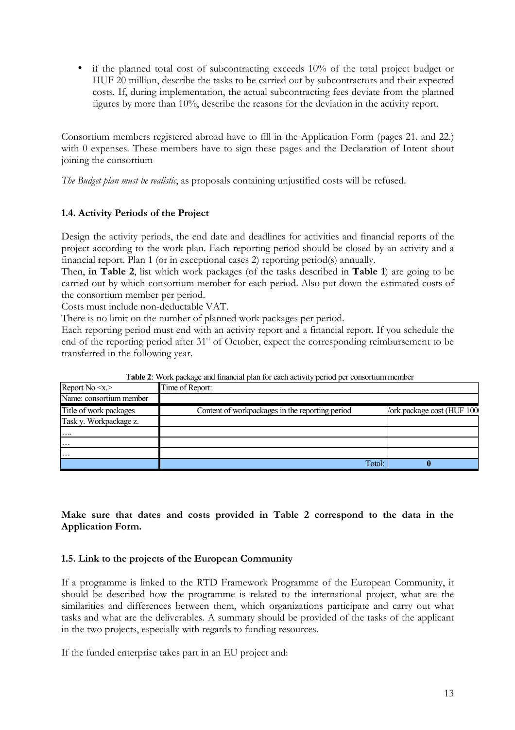- if the planned total cost of subcontracting exceeds 10% of the total project budget or HUF 20 million, describe the tasks to be carried out by subcontractors and their expected costs. If, during implementation, the actual subcontracting fees deviate from the planned figures by more than 10%, describe the reasons for the deviation in the activity report.

Consortium members registered abroad have to fill in the Application Form (pages 21. and 22.) with 0 expenses. These members have to sign these pages and the Declaration of Intent about joining the consortium

*The Budget plan must be realistic*, as proposals containing unjustified costs will be refused.

### 1.4. Activity Periods of the Project

Design the activity periods, the end date and deadlines for activities and financial reports of the project according to the work plan. Each reporting period should be closed by an activity and a financial report. Plan 1 (or in exceptional cases 2) reporting period(s) annually.

Then, **in Table 2**, list which work packages (of the tasks described in **Table 1**) are going to be carried out by which consortium member for each period. Also put down the estimated costs of the consortium member per period.

Costs must include non-deductable VAT.

There is no limit on the number of planned work packages per period.

Each reporting period must end with an activity report and a financial report. If you schedule the end of the reporting period after 31st of October, expect the corresponding reimbursement to be transferred in the following year.

**Table 2**: Work package and financial plan for each activity period per consortium member

| Report No <x.> | Time of Report: | |
|---|---|---|
| Name: consortium member | | |
| Title of work packages | Content of workpackages in the reporting period | Work package cost (HUF 1000 |
| Task y. Workpackage z. | | |
| …. | | |
| … | | |
| … | | |
| | Total: | **0** |

**Make sure that dates and costs provided in Table 2 correspond to the data in the Application Form.**

### 1.5. Link to the projects of the European Community

If a programme is linked to the RTD Framework Programme of the European Community, it should be described how the programme is related to the international project, what are the similarities and differences between them, which organizations participate and carry out what tasks and what are the deliverables. A summary should be provided of the tasks of the applicant in the two projects, especially with regards to funding resources.

If the funded enterprise takes part in an EU project and: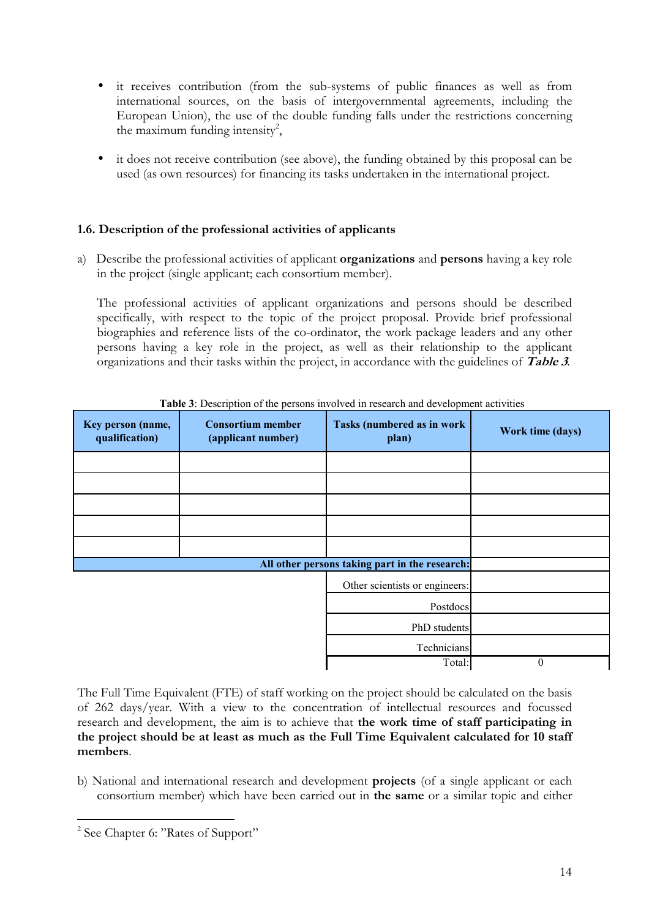- it receives contribution (from the sub-systems of public finances as well as from international sources, on the basis of intergovernmental agreements, including the European Union), the use of the double funding falls under the restrictions concerning the maximum funding intensity[2],

- it does not receive contribution (see above), the funding obtained by this proposal can be used (as own resources) for financing its tasks undertaken in the international project.

### 1.6. Description of the professional activities of applicants

a) Describe the professional activities of applicant **organizations** and **persons** having a key role in the project (single applicant; each consortium member).

   The professional activities of applicant organizations and persons should be described specifically, with respect to the topic of the project proposal. Provide brief professional biographies and reference lists of the co-ordinator, the work package leaders and any other persons having a key role in the project, as well as their relationship to the applicant organizations and their tasks within the project, in accordance with the guidelines of ***Table 3***.

**Table 3**: Description of the persons involved in research and development activities

| Key person (name, qualification) | Consortium member (applicant number) | Tasks (numbered as in work plan) | Work time (days) |
|---|---|---|---|
| | | | |
| | | | |
| | | | |
| | | | |
| | | | |
| | | **All other persons taking part in the research:** | |
| | | Other scientists or engineers: | |
| | | Postdocs | |
| | | PhD students | |
| | | Technicians | |
| | | Total: | 0 |

The Full Time Equivalent (FTE) of staff working on the project should be calculated on the basis of 262 days/year. With a view to the concentration of intellectual resources and focussed research and development, the aim is to achieve that **the work time of staff participating in the project should be at least as much as the Full Time Equivalent calculated for 10 staff members**.

b) National and international research and development **projects** (of a single applicant or each consortium member) which have been carried out in **the same** or a similar topic and either

[2] See Chapter 6: "Rates of Support"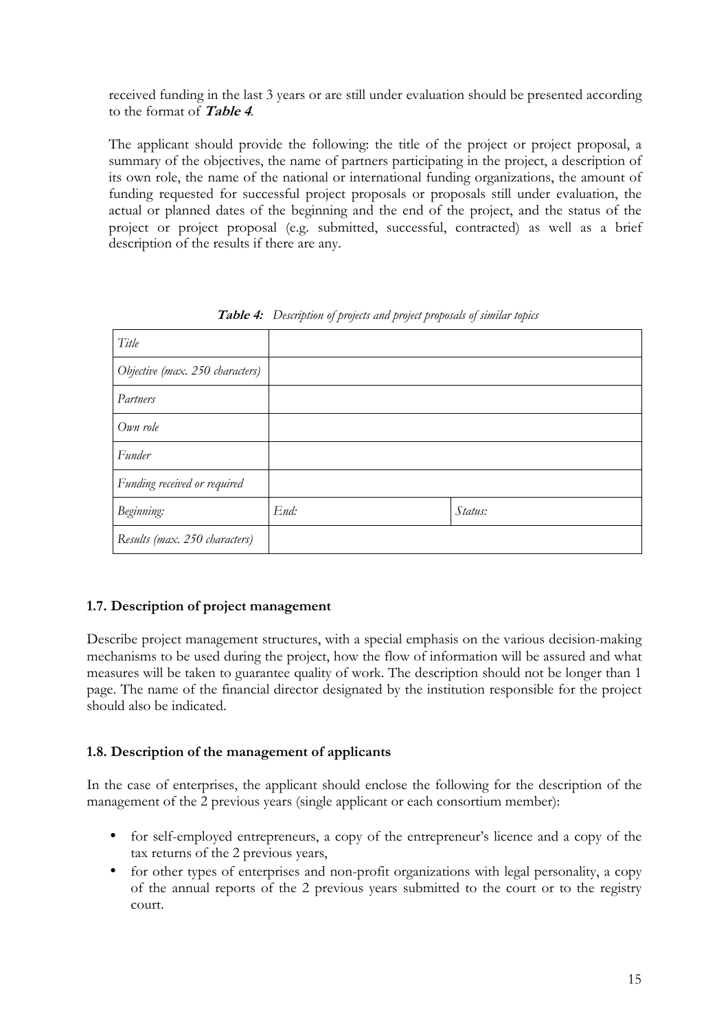received funding in the last 3 years or are still under evaluation should be presented according to the format of ***Table 4***.

The applicant should provide the following: the title of the project or project proposal, a summary of the objectives, the name of partners participating in the project, a description of its own role, the name of the national or international funding organizations, the amount of funding requested for successful project proposals or proposals still under evaluation, the actual or planned dates of the beginning and the end of the project, and the status of the project or project proposal (e.g. submitted, successful, contracted) as well as a brief description of the results if there are any.

***Table 4:*** *Description of projects and project proposals of similar topics*

| *Title* | | |
|---|---|---|
| *Objective (max. 250 characters)* | | |
| *Partners* | | |
| *Own role* | | |
| *Funder* | | |
| *Funding received or required* | | |
| *Beginning:* | *End:* | *Status:* |
| *Results (max. 250 characters)* | | |

### 1.7. Description of project management

Describe project management structures, with a special emphasis on the various decision-making mechanisms to be used during the project, how the flow of information will be assured and what measures will be taken to guarantee quality of work. The description should not be longer than 1 page. The name of the financial director designated by the institution responsible for the project should also be indicated.

### 1.8. Description of the management of applicants

In the case of enterprises, the applicant should enclose the following for the description of the management of the 2 previous years (single applicant or each consortium member):

- for self-employed entrepreneurs, a copy of the entrepreneur's licence and a copy of the tax returns of the 2 previous years,
- for other types of enterprises and non-profit organizations with legal personality, a copy of the annual reports of the 2 previous years submitted to the court or to the registry court.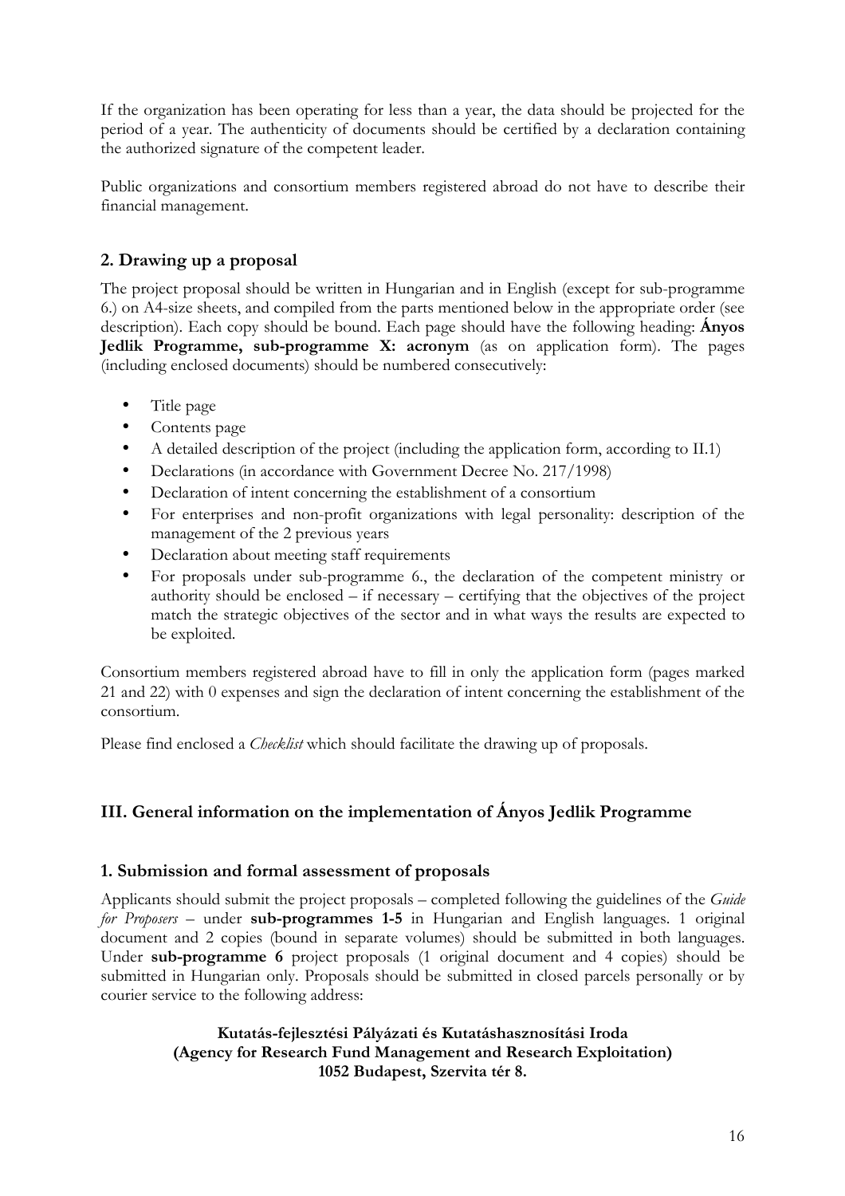If the organization has been operating for less than a year, the data should be projected for the period of a year. The authenticity of documents should be certified by a declaration containing the authorized signature of the competent leader.

Public organizations and consortium members registered abroad do not have to describe their financial management.

## 2. Drawing up a proposal

The project proposal should be written in Hungarian and in English (except for sub-programme 6.) on A4-size sheets, and compiled from the parts mentioned below in the appropriate order (see description). Each copy should be bound. Each page should have the following heading: **Ányos Jedlik Programme, sub-programme X: acronym** (as on application form). The pages (including enclosed documents) should be numbered consecutively:

- Title page
- Contents page
- A detailed description of the project (including the application form, according to II.1)
- Declarations (in accordance with Government Decree No. 217/1998)
- Declaration of intent concerning the establishment of a consortium
- For enterprises and non-profit organizations with legal personality: description of the management of the 2 previous years
- Declaration about meeting staff requirements
- For proposals under sub-programme 6., the declaration of the competent ministry or authority should be enclosed – if necessary – certifying that the objectives of the project match the strategic objectives of the sector and in what ways the results are expected to be exploited.

Consortium members registered abroad have to fill in only the application form (pages marked 21 and 22) with 0 expenses and sign the declaration of intent concerning the establishment of the consortium.

Please find enclosed a *Checklist* which should facilitate the drawing up of proposals.

# III. General information on the implementation of Ányos Jedlik Programme

## 1. Submission and formal assessment of proposals

Applicants should submit the project proposals – completed following the guidelines of the *Guide for Proposers* – under **sub-programmes 1-5** in Hungarian and English languages. 1 original document and 2 copies (bound in separate volumes) should be submitted in both languages. Under **sub-programme 6** project proposals (1 original document and 4 copies) should be submitted in Hungarian only. Proposals should be submitted in closed parcels personally or by courier service to the following address:

**Kutatás-fejlesztési Pályázati és Kutatáshasznosítási Iroda**
**(Agency for Research Fund Management and Research Exploitation)**
**1052 Budapest, Szervita tér 8.**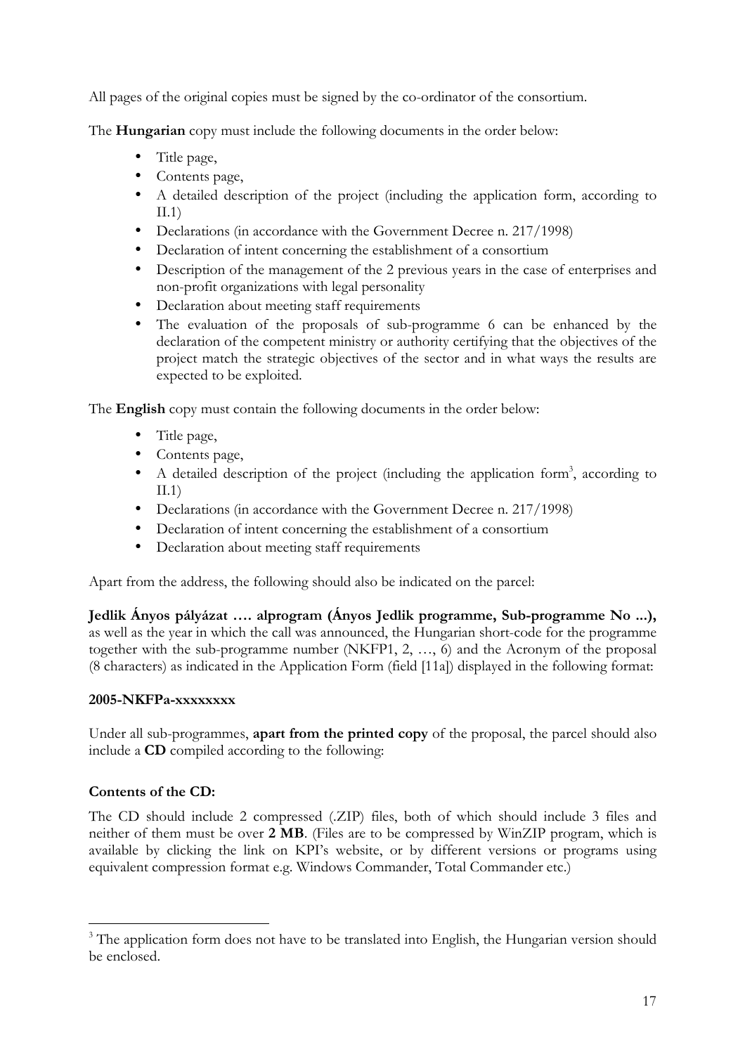All pages of the original copies must be signed by the co-ordinator of the consortium.

The **Hungarian** copy must include the following documents in the order below:

- Title page,
- Contents page,
- A detailed description of the project (including the application form, according to II.1)
- Declarations (in accordance with the Government Decree n. 217/1998)
- Declaration of intent concerning the establishment of a consortium
- Description of the management of the 2 previous years in the case of enterprises and non-profit organizations with legal personality
- Declaration about meeting staff requirements
- The evaluation of the proposals of sub-programme 6 can be enhanced by the declaration of the competent ministry or authority certifying that the objectives of the project match the strategic objectives of the sector and in what ways the results are expected to be exploited.

The **English** copy must contain the following documents in the order below:

- Title page,
- Contents page,
- A detailed description of the project (including the application form[3], according to II.1)
- Declarations (in accordance with the Government Decree n. 217/1998)
- Declaration of intent concerning the establishment of a consortium
- Declaration about meeting staff requirements

Apart from the address, the following should also be indicated on the parcel:

**Jedlik Ányos pályázat …. alprogram (Ányos Jedlik programme, Sub-programme No ...),** as well as the year in which the call was announced, the Hungarian short-code for the programme together with the sub-programme number (NKFP1, 2, …, 6) and the Acronym of the proposal (8 characters) as indicated in the Application Form (field [11a]) displayed in the following format:

**2005-NKFPa-xxxxxxxx**

Under all sub-programmes, **apart from the printed copy** of the proposal, the parcel should also include a **CD** compiled according to the following:

**Contents of the CD:**

The CD should include 2 compressed (.ZIP) files, both of which should include 3 files and neither of them must be over **2 MB**. (Files are to be compressed by WinZIP program, which is available by clicking the link on KPI's website, or by different versions or programs using equivalent compression format e.g. Windows Commander, Total Commander etc.)

[3] The application form does not have to be translated into English, the Hungarian version should be enclosed.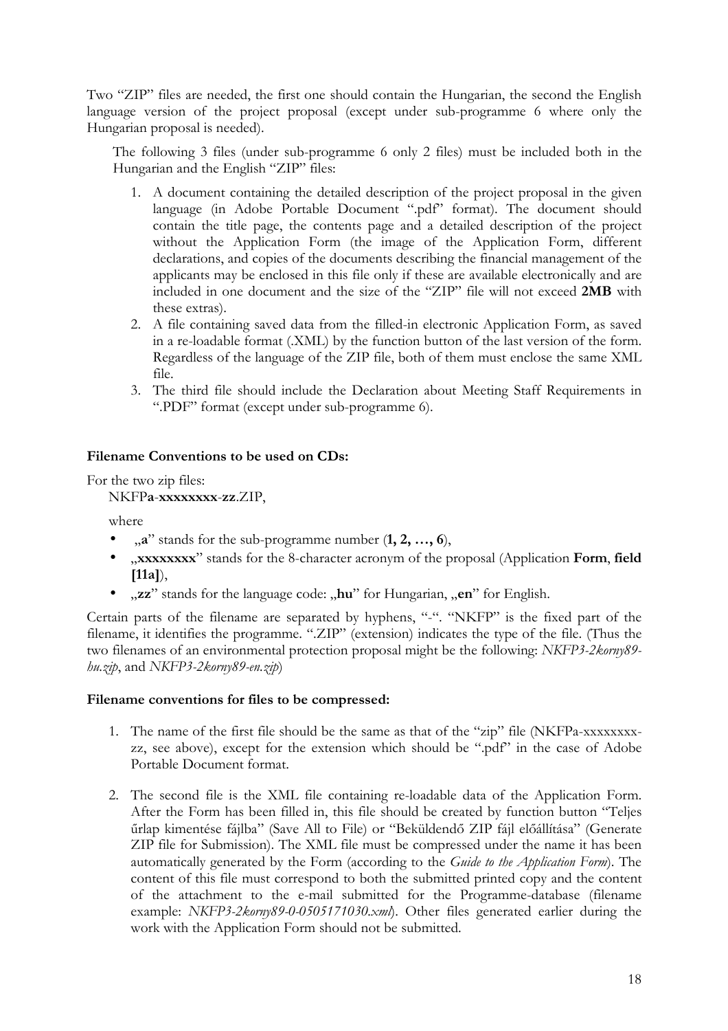Two "ZIP" files are needed, the first one should contain the Hungarian, the second the English language version of the project proposal (except under sub-programme 6 where only the Hungarian proposal is needed).

The following 3 files (under sub-programme 6 only 2 files) must be included both in the Hungarian and the English "ZIP" files:

1. A document containing the detailed description of the project proposal in the given language (in Adobe Portable Document ".pdf" format). The document should contain the title page, the contents page and a detailed description of the project without the Application Form (the image of the Application Form, different declarations, and copies of the documents describing the financial management of the applicants may be enclosed in this file only if these are available electronically and are included in one document and the size of the "ZIP" file will not exceed **2MB** with these extras).
2. A file containing saved data from the filled-in electronic Application Form, as saved in a re-loadable format (.XML) by the function button of the last version of the form. Regardless of the language of the ZIP file, both of them must enclose the same XML file.
3. The third file should include the Declaration about Meeting Staff Requirements in ".PDF" format (except under sub-programme 6).

**Filename Conventions to be used on CDs:**

For the two zip files:

NKFP**a**-**xxxxxxxx**-**zz**.ZIP,

where

- „**a**" stands for the sub-programme number (**1, 2, …, 6**),
- „**xxxxxxxx**" stands for the 8-character acronym of the proposal (Application **Form**, **field [11a]**),
- „**zz**" stands for the language code: „**hu**" for Hungarian, „**en**" for English.

Certain parts of the filename are separated by hyphens, "-". "NKFP" is the fixed part of the filename, it identifies the programme. ".ZIP" (extension) indicates the type of the file. (Thus the two filenames of an environmental protection proposal might be the following: *NKFP3-2korny89-hu.zip*, and *NKFP3-2korny89-en.zip*)

**Filename conventions for files to be compressed:**

1. The name of the first file should be the same as that of the "zip" file (NKFPa-xxxxxxxx-zz, see above), except for the extension which should be ".pdf" in the case of Adobe Portable Document format.

2. The second file is the XML file containing re-loadable data of the Application Form. After the Form has been filled in, this file should be created by function button "Teljes űrlap kimentése fájlba" (Save All to File) or "Beküldendő ZIP fájl előállítása" (Generate ZIP file for Submission). The XML file must be compressed under the name it has been automatically generated by the Form (according to the *Guide to the Application Form*). The content of this file must correspond to both the submitted printed copy and the content of the attachment to the e-mail submitted for the Programme-database (filename example: *NKFP3-2korny89-0-0505171030.xml*). Other files generated earlier during the work with the Application Form should not be submitted.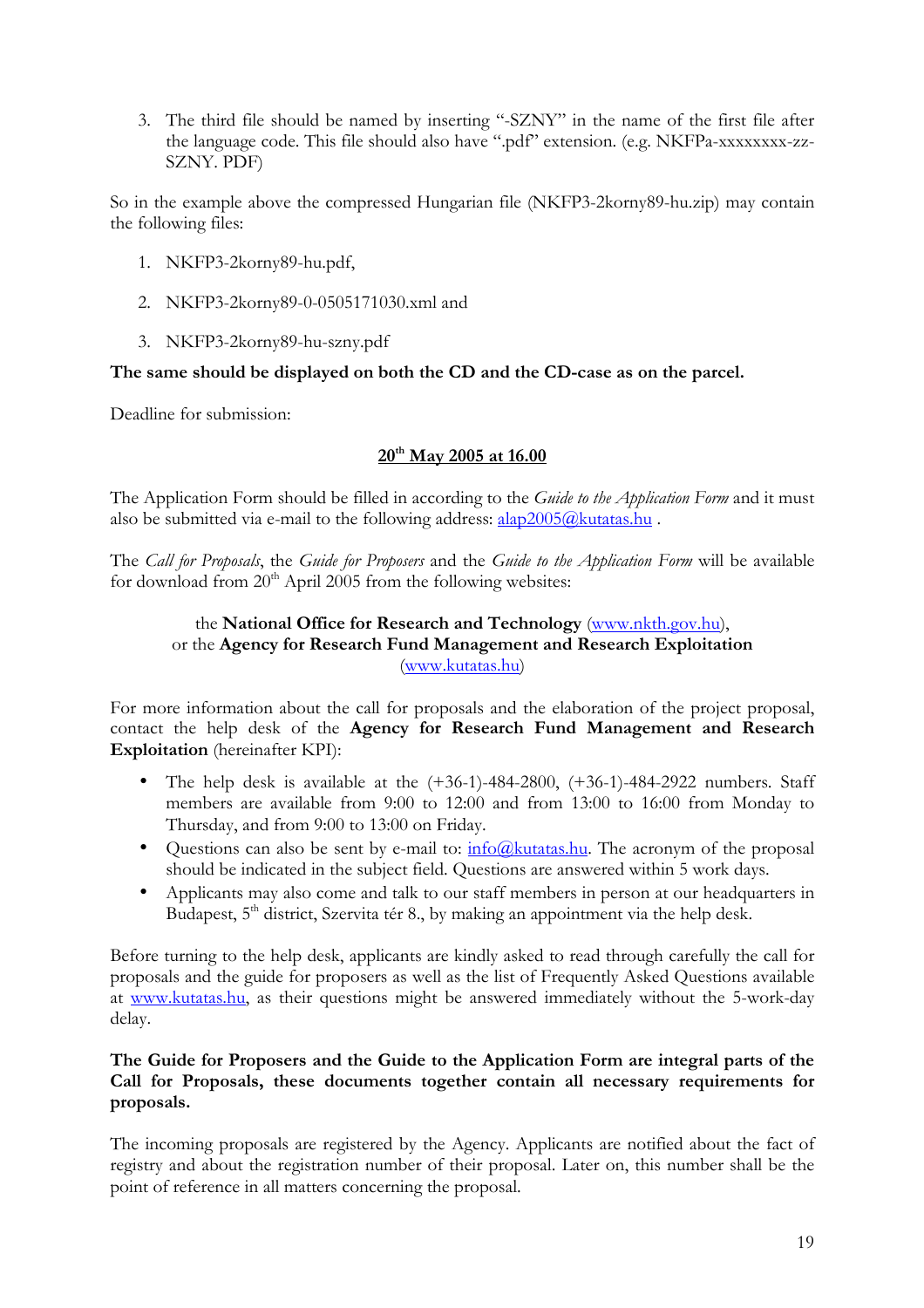3. The third file should be named by inserting "-SZNY" in the name of the first file after the language code. This file should also have ".pdf" extension. (e.g. NKFPa-xxxxxxxx-zz-SZNY. PDF)

So in the example above the compressed Hungarian file (NKFP3-2korny89-hu.zip) may contain the following files:

1. NKFP3-2korny89-hu.pdf,
2. NKFP3-2korny89-0-0505171030.xml and
3. NKFP3-2korny89-hu-szny.pdf

**The same should be displayed on both the CD and the CD-case as on the parcel.**

Deadline for submission:

**20th May 2005 at 16.00**

The Application Form should be filled in according to the *Guide to the Application Form* and it must also be submitted via e-mail to the following address: alap2005@kutatas.hu .

The *Call for Proposals*, the *Guide for Proposers* and the *Guide to the Application Form* will be available for download from 20th April 2005 from the following websites:

the **National Office for Research and Technology** (www.nkth.gov.hu),
or the **Agency for Research Fund Management and Research Exploitation** (www.kutatas.hu)

For more information about the call for proposals and the elaboration of the project proposal, contact the help desk of the **Agency for Research Fund Management and Research Exploitation** (hereinafter KPI):

- The help desk is available at the (+36-1)-484-2800, (+36-1)-484-2922 numbers. Staff members are available from 9:00 to 12:00 and from 13:00 to 16:00 from Monday to Thursday, and from 9:00 to 13:00 on Friday.
- Questions can also be sent by e-mail to: info@kutatas.hu. The acronym of the proposal should be indicated in the subject field. Questions are answered within 5 work days.
- Applicants may also come and talk to our staff members in person at our headquarters in Budapest, 5th district, Szervita tér 8., by making an appointment via the help desk.

Before turning to the help desk, applicants are kindly asked to read through carefully the call for proposals and the guide for proposers as well as the list of Frequently Asked Questions available at www.kutatas.hu, as their questions might be answered immediately without the 5-work-day delay.

**The Guide for Proposers and the Guide to the Application Form are integral parts of the Call for Proposals, these documents together contain all necessary requirements for proposals.**

The incoming proposals are registered by the Agency. Applicants are notified about the fact of registry and about the registration number of their proposal. Later on, this number shall be the point of reference in all matters concerning the proposal.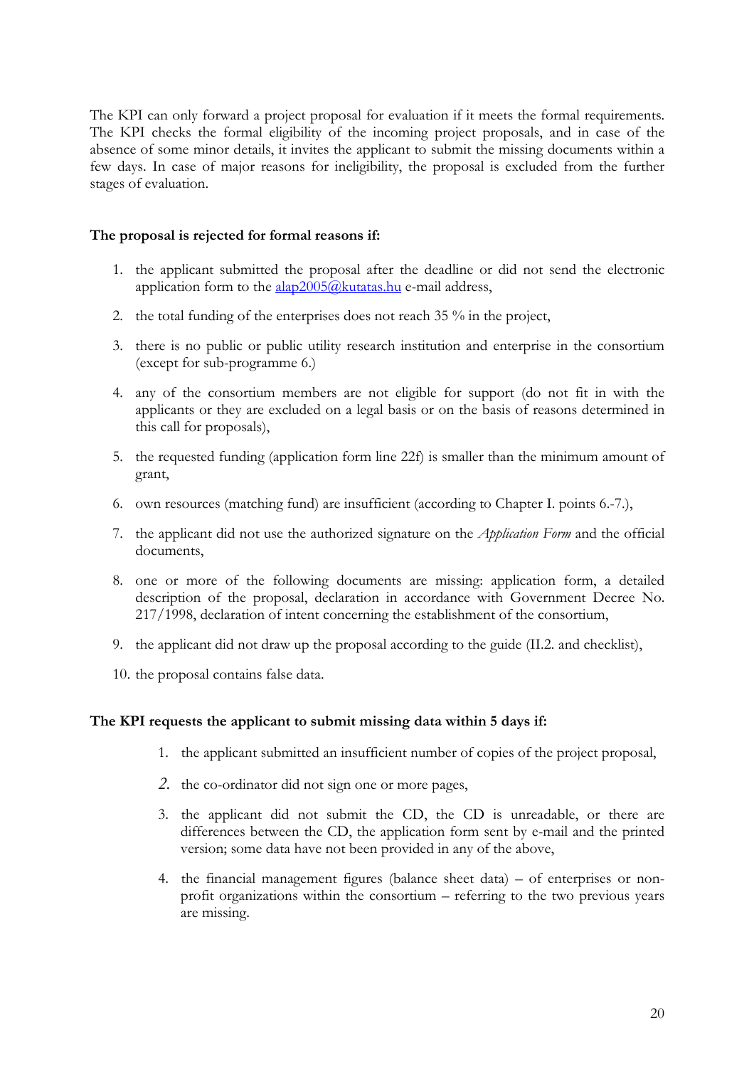The KPI can only forward a project proposal for evaluation if it meets the formal requirements. The KPI checks the formal eligibility of the incoming project proposals, and in case of the absence of some minor details, it invites the applicant to submit the missing documents within a few days. In case of major reasons for ineligibility, the proposal is excluded from the further stages of evaluation.

**The proposal is rejected for formal reasons if:**

1. the applicant submitted the proposal after the deadline or did not send the electronic application form to the alap2005@kutatas.hu e-mail address,
2. the total funding of the enterprises does not reach 35 % in the project,
3. there is no public or public utility research institution and enterprise in the consortium (except for sub-programme 6.)
4. any of the consortium members are not eligible for support (do not fit in with the applicants or they are excluded on a legal basis or on the basis of reasons determined in this call for proposals),
5. the requested funding (application form line 22f) is smaller than the minimum amount of grant,
6. own resources (matching fund) are insufficient (according to Chapter I. points 6.-7.),
7. the applicant did not use the authorized signature on the *Application Form* and the official documents,
8. one or more of the following documents are missing: application form, a detailed description of the proposal, declaration in accordance with Government Decree No. 217/1998, declaration of intent concerning the establishment of the consortium,
9. the applicant did not draw up the proposal according to the guide (II.2. and checklist),
10. the proposal contains false data.

**The KPI requests the applicant to submit missing data within 5 days if:**

1. the applicant submitted an insufficient number of copies of the project proposal,
2. the co-ordinator did not sign one or more pages,
3. the applicant did not submit the CD, the CD is unreadable, or there are differences between the CD, the application form sent by e-mail and the printed version; some data have not been provided in any of the above,
4. the financial management figures (balance sheet data) – of enterprises or non-profit organizations within the consortium – referring to the two previous years are missing.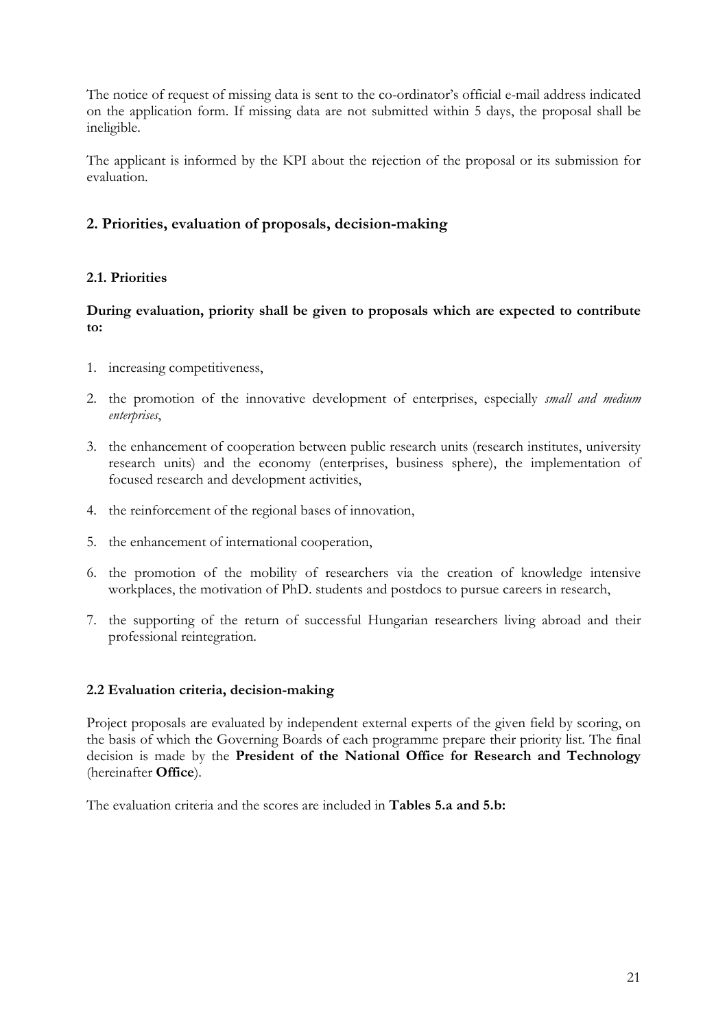The notice of request of missing data is sent to the co-ordinator's official e-mail address indicated on the application form. If missing data are not submitted within 5 days, the proposal shall be ineligible.

The applicant is informed by the KPI about the rejection of the proposal or its submission for evaluation.

## 2. Priorities, evaluation of proposals, decision-making

### 2.1. Priorities

**During evaluation, priority shall be given to proposals which are expected to contribute to:**

1. increasing competitiveness,
2. the promotion of the innovative development of enterprises, especially *small and medium enterprises*,
3. the enhancement of cooperation between public research units (research institutes, university research units) and the economy (enterprises, business sphere), the implementation of focused research and development activities,
4. the reinforcement of the regional bases of innovation,
5. the enhancement of international cooperation,
6. the promotion of the mobility of researchers via the creation of knowledge intensive workplaces, the motivation of PhD. students and postdocs to pursue careers in research,
7. the supporting of the return of successful Hungarian researchers living abroad and their professional reintegration.

### 2.2 Evaluation criteria, decision-making

Project proposals are evaluated by independent external experts of the given field by scoring, on the basis of which the Governing Boards of each programme prepare their priority list. The final decision is made by the **President of the National Office for Research and Technology** (hereinafter **Office**).

The evaluation criteria and the scores are included in **Tables 5.a and 5.b:**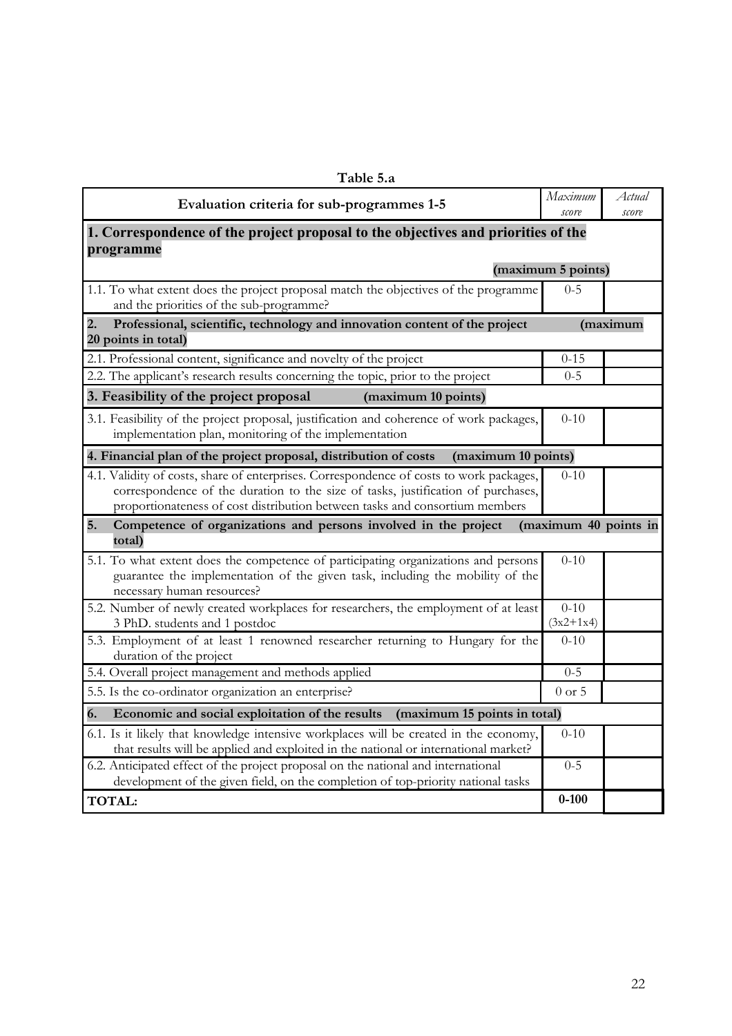**Table 5.a**

| Evaluation criteria for sub-programmes 1-5 | *Maximum score* | *Actual score* |
|---|---|---|
| **1. Correspondence of the project proposal to the objectives and priorities of the programme (maximum 5 points)** | | |
| 1.1. To what extent does the project proposal match the objectives of the programme and the priorities of the sub-programme? | 0-5 | |
| **2. Professional, scientific, technology and innovation content of the project (maximum 20 points in total)** | | |
| 2.1. Professional content, significance and novelty of the project | 0-15 | |
| 2.2. The applicant's research results concerning the topic, prior to the project | 0-5 | |
| **3. Feasibility of the project proposal (maximum 10 points)** | | |
| 3.1. Feasibility of the project proposal, justification and coherence of work packages, implementation plan, monitoring of the implementation | 0-10 | |
| **4. Financial plan of the project proposal, distribution of costs (maximum 10 points)** | | |
| 4.1. Validity of costs, share of enterprises. Correspondence of costs to work packages, correspondence of the duration to the size of tasks, justification of purchases, proportionateness of cost distribution between tasks and consortium members | 0-10 | |
| **5. Competence of organizations and persons involved in the project (maximum 40 points in total)** | | |
| 5.1. To what extent does the competence of participating organizations and persons guarantee the implementation of the given task, including the mobility of the necessary human resources? | 0-10 | |
| 5.2. Number of newly created workplaces for researchers, the employment of at least 3 PhD. students and 1 postdoc | 0-10 (3x2+1x4) | |
| 5.3. Employment of at least 1 renowned researcher returning to Hungary for the duration of the project | 0-10 | |
| 5.4. Overall project management and methods applied | 0-5 | |
| 5.5. Is the co-ordinator organization an enterprise? | 0 or 5 | |
| **6. Economic and social exploitation of the results (maximum 15 points in total)** | | |
| 6.1. Is it likely that knowledge intensive workplaces will be created in the economy, that results will be applied and exploited in the national or international market? | 0-10 | |
| 6.2. Anticipated effect of the project proposal on the national and international development of the given field, on the completion of top-priority national tasks | 0-5 | |
| **TOTAL:** | **0-100** | |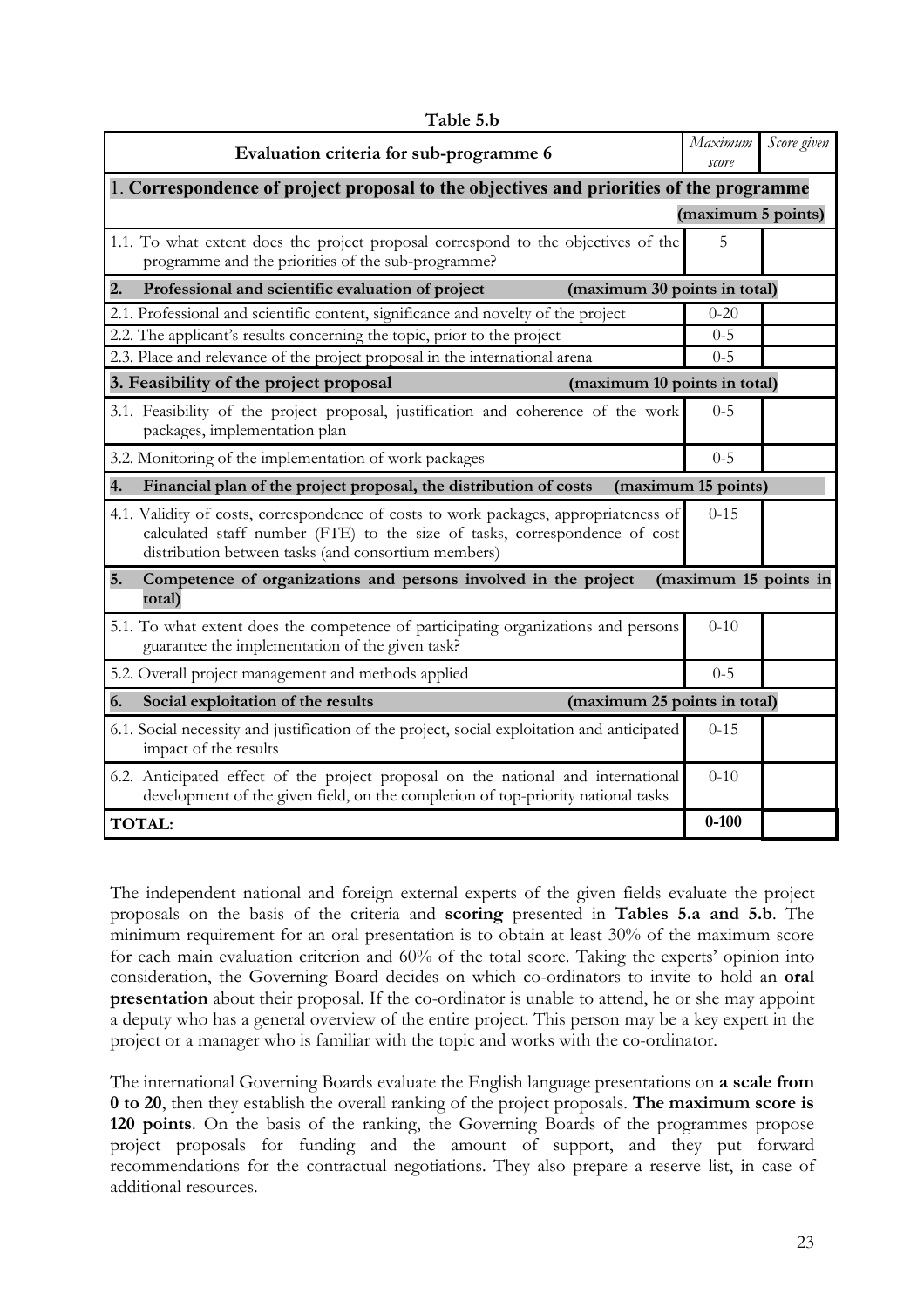**Table 5.b**

| Evaluation criteria for sub-programme 6 | *Maximum score* | *Score given* |
|---|---|---|
| 1. **Correspondence of project proposal to the objectives and priorities of the programme (maximum 5 points)** | | |
| 1.1. To what extent does the project proposal correspond to the objectives of the programme and the priorities of the sub-programme? | 5 | |
| **2. Professional and scientific evaluation of project (maximum 30 points in total)** | | |
| 2.1. Professional and scientific content, significance and novelty of the project | 0-20 | |
| 2.2. The applicant's results concerning the topic, prior to the project | 0-5 | |
| 2.3. Place and relevance of the project proposal in the international arena | 0-5 | |
| **3. Feasibility of the project proposal (maximum 10 points in total)** | | |
| 3.1. Feasibility of the project proposal, justification and coherence of the work packages, implementation plan | 0-5 | |
| 3.2. Monitoring of the implementation of work packages | 0-5 | |
| **4. Financial plan of the project proposal, the distribution of costs (maximum 15 points)** | | |
| 4.1. Validity of costs, correspondence of costs to work packages, appropriateness of calculated staff number (FTE) to the size of tasks, correspondence of cost distribution between tasks (and consortium members) | 0-15 | |
| **5. Competence of organizations and persons involved in the project (maximum 15 points in total)** | | |
| 5.1. To what extent does the competence of participating organizations and persons guarantee the implementation of the given task? | 0-10 | |
| 5.2. Overall project management and methods applied | 0-5 | |
| **6. Social exploitation of the results (maximum 25 points in total)** | | |
| 6.1. Social necessity and justification of the project, social exploitation and anticipated impact of the results | 0-15 | |
| 6.2. Anticipated effect of the project proposal on the national and international development of the given field, on the completion of top-priority national tasks | 0-10 | |
| **TOTAL:** | **0-100** | |

The independent national and foreign external experts of the given fields evaluate the project proposals on the basis of the criteria and **scoring** presented in **Tables 5.a and 5.b**. The minimum requirement for an oral presentation is to obtain at least 30% of the maximum score for each main evaluation criterion and 60% of the total score. Taking the experts' opinion into consideration, the Governing Board decides on which co-ordinators to invite to hold an **oral presentation** about their proposal. If the co-ordinator is unable to attend, he or she may appoint a deputy who has a general overview of the entire project. This person may be a key expert in the project or a manager who is familiar with the topic and works with the co-ordinator.

The international Governing Boards evaluate the English language presentations on **a scale from 0 to 20**, then they establish the overall ranking of the project proposals. **The maximum score is 120 points**. On the basis of the ranking, the Governing Boards of the programmes propose project proposals for funding and the amount of support, and they put forward recommendations for the contractual negotiations. They also prepare a reserve list, in case of additional resources.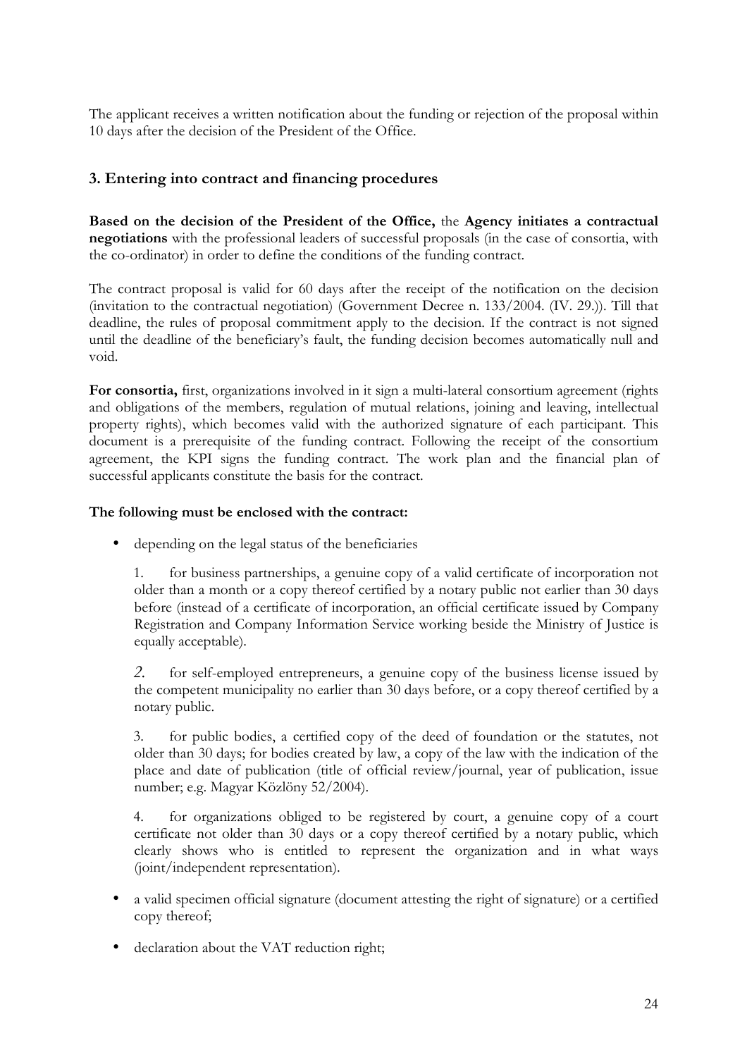The applicant receives a written notification about the funding or rejection of the proposal within 10 days after the decision of the President of the Office.

## 3. Entering into contract and financing procedures

**Based on the decision of the President of the Office,** the **Agency initiates a contractual negotiations** with the professional leaders of successful proposals (in the case of consortia, with the co-ordinator) in order to define the conditions of the funding contract.

The contract proposal is valid for 60 days after the receipt of the notification on the decision (invitation to the contractual negotiation) (Government Decree n. 133/2004. (IV. 29.)). Till that deadline, the rules of proposal commitment apply to the decision. If the contract is not signed until the deadline of the beneficiary's fault, the funding decision becomes automatically null and void.

**For consortia,** first, organizations involved in it sign a multi-lateral consortium agreement (rights and obligations of the members, regulation of mutual relations, joining and leaving, intellectual property rights), which becomes valid with the authorized signature of each participant. This document is a prerequisite of the funding contract. Following the receipt of the consortium agreement, the KPI signs the funding contract. The work plan and the financial plan of successful applicants constitute the basis for the contract.

**The following must be enclosed with the contract:**

- depending on the legal status of the beneficiaries

  1. for business partnerships, a genuine copy of a valid certificate of incorporation not older than a month or a copy thereof certified by a notary public not earlier than 30 days before (instead of a certificate of incorporation, an official certificate issued by Company Registration and Company Information Service working beside the Ministry of Justice is equally acceptable).

  2. for self-employed entrepreneurs, a genuine copy of the business license issued by the competent municipality no earlier than 30 days before, or a copy thereof certified by a notary public.

  3. for public bodies, a certified copy of the deed of foundation or the statutes, not older than 30 days; for bodies created by law, a copy of the law with the indication of the place and date of publication (title of official review/journal, year of publication, issue number; e.g. Magyar Közlöny 52/2004).

  4. for organizations obliged to be registered by court, a genuine copy of a court certificate not older than 30 days or a copy thereof certified by a notary public, which clearly shows who is entitled to represent the organization and in what ways (joint/independent representation).

- a valid specimen official signature (document attesting the right of signature) or a certified copy thereof;
- declaration about the VAT reduction right;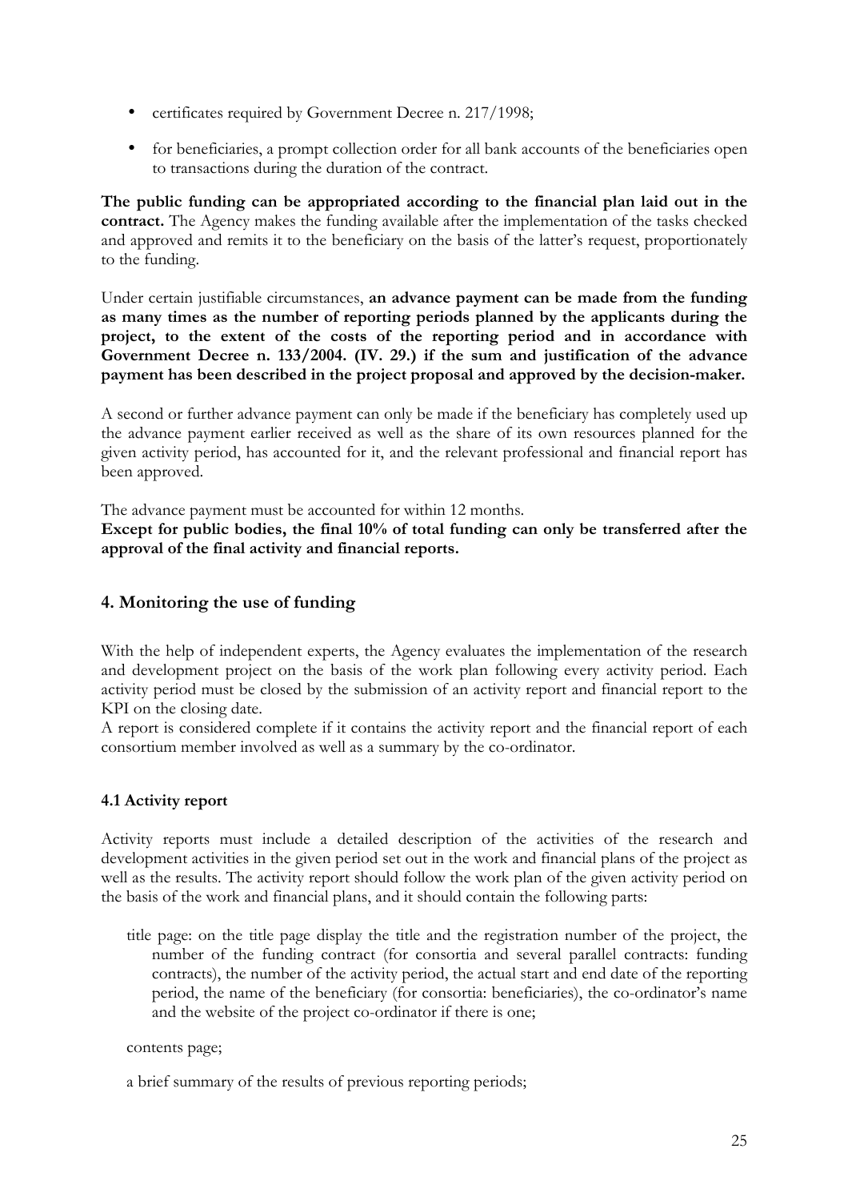- certificates required by Government Decree n. 217/1998;
- for beneficiaries, a prompt collection order for all bank accounts of the beneficiaries open to transactions during the duration of the contract.

**The public funding can be appropriated according to the financial plan laid out in the contract.** The Agency makes the funding available after the implementation of the tasks checked and approved and remits it to the beneficiary on the basis of the latter's request, proportionately to the funding.

Under certain justifiable circumstances, **an advance payment can be made from the funding as many times as the number of reporting periods planned by the applicants during the project, to the extent of the costs of the reporting period and in accordance with Government Decree n. 133/2004. (IV. 29.) if the sum and justification of the advance payment has been described in the project proposal and approved by the decision-maker.**

A second or further advance payment can only be made if the beneficiary has completely used up the advance payment earlier received as well as the share of its own resources planned for the given activity period, has accounted for it, and the relevant professional and financial report has been approved.

The advance payment must be accounted for within 12 months.
**Except for public bodies, the final 10% of total funding can only be transferred after the approval of the final activity and financial reports.**

## 4. Monitoring the use of funding

With the help of independent experts, the Agency evaluates the implementation of the research and development project on the basis of the work plan following every activity period. Each activity period must be closed by the submission of an activity report and financial report to the KPI on the closing date.
A report is considered complete if it contains the activity report and the financial report of each consortium member involved as well as a summary by the co-ordinator.

### 4.1 Activity report

Activity reports must include a detailed description of the activities of the research and development activities in the given period set out in the work and financial plans of the project as well as the results. The activity report should follow the work plan of the given activity period on the basis of the work and financial plans, and it should contain the following parts:

title page: on the title page display the title and the registration number of the project, the number of the funding contract (for consortia and several parallel contracts: funding contracts), the number of the activity period, the actual start and end date of the reporting period, the name of the beneficiary (for consortia: beneficiaries), the co-ordinator's name and the website of the project co-ordinator if there is one;

contents page;

a brief summary of the results of previous reporting periods;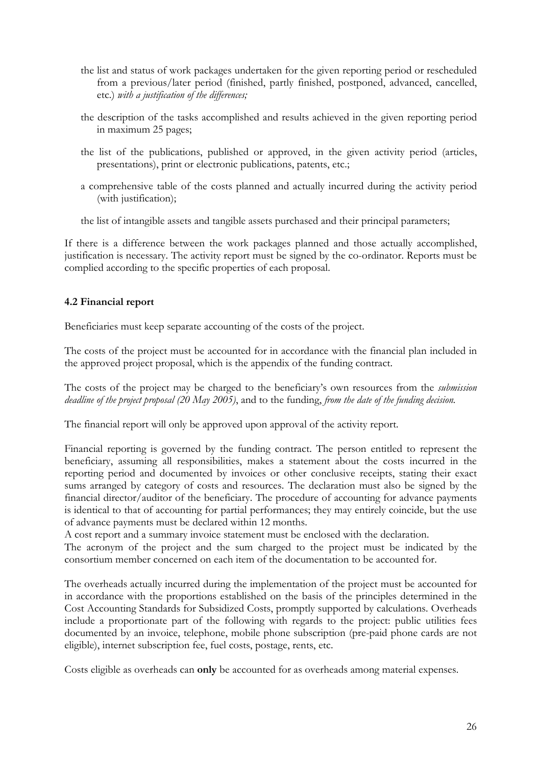- the list and status of work packages undertaken for the given reporting period or rescheduled from a previous/later period (finished, partly finished, postponed, advanced, cancelled, etc.) *with a justification of the differences;*
- the description of the tasks accomplished and results achieved in the given reporting period in maximum 25 pages;
- the list of the publications, published or approved, in the given activity period (articles, presentations), print or electronic publications, patents, etc.;
- a comprehensive table of the costs planned and actually incurred during the activity period (with justification);
- the list of intangible assets and tangible assets purchased and their principal parameters;

If there is a difference between the work packages planned and those actually accomplished, justification is necessary. The activity report must be signed by the co-ordinator. Reports must be complied according to the specific properties of each proposal.

### 4.2 Financial report

Beneficiaries must keep separate accounting of the costs of the project.

The costs of the project must be accounted for in accordance with the financial plan included in the approved project proposal, which is the appendix of the funding contract.

The costs of the project may be charged to the beneficiary's own resources from the *submission deadline of the project proposal (20 May 2005)*, and to the funding, *from the date of the funding decision.*

The financial report will only be approved upon approval of the activity report.

Financial reporting is governed by the funding contract. The person entitled to represent the beneficiary, assuming all responsibilities, makes a statement about the costs incurred in the reporting period and documented by invoices or other conclusive receipts, stating their exact sums arranged by category of costs and resources. The declaration must also be signed by the financial director/auditor of the beneficiary. The procedure of accounting for advance payments is identical to that of accounting for partial performances; they may entirely coincide, but the use of advance payments must be declared within 12 months.
A cost report and a summary invoice statement must be enclosed with the declaration.
The acronym of the project and the sum charged to the project must be indicated by the consortium member concerned on each item of the documentation to be accounted for.

The overheads actually incurred during the implementation of the project must be accounted for in accordance with the proportions established on the basis of the principles determined in the Cost Accounting Standards for Subsidized Costs, promptly supported by calculations. Overheads include a proportionate part of the following with regards to the project: public utilities fees documented by an invoice, telephone, mobile phone subscription (pre-paid phone cards are not eligible), internet subscription fee, fuel costs, postage, rents, etc.

Costs eligible as overheads can **only** be accounted for as overheads among material expenses.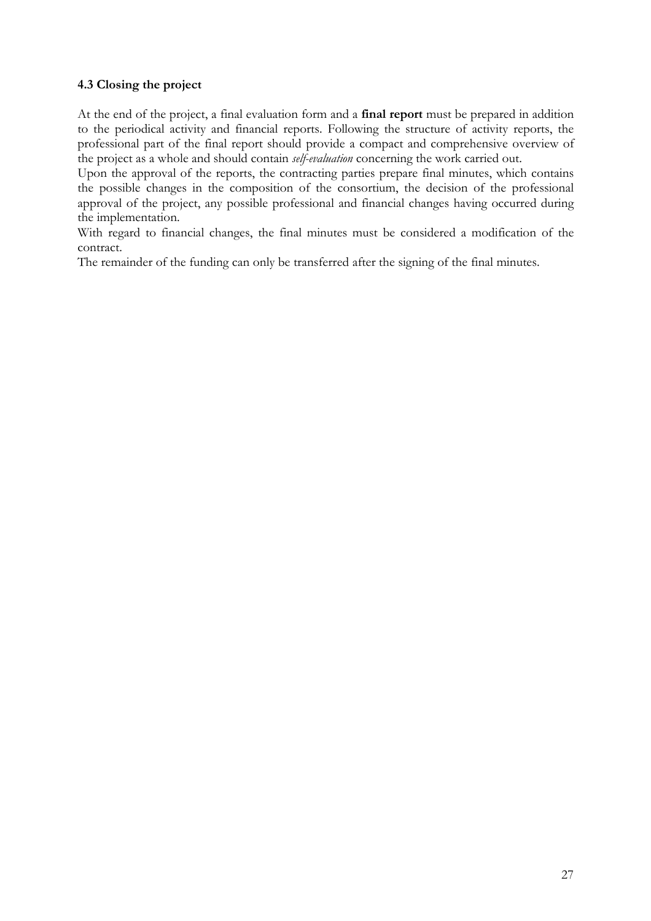### 4.3 Closing the project

At the end of the project, a final evaluation form and a **final report** must be prepared in addition to the periodical activity and financial reports. Following the structure of activity reports, the professional part of the final report should provide a compact and comprehensive overview of the project as a whole and should contain *self-evaluation* concerning the work carried out.

Upon the approval of the reports, the contracting parties prepare final minutes, which contains the possible changes in the composition of the consortium, the decision of the professional approval of the project, any possible professional and financial changes having occurred during the implementation.

With regard to financial changes, the final minutes must be considered a modification of the contract.

The remainder of the funding can only be transferred after the signing of the final minutes.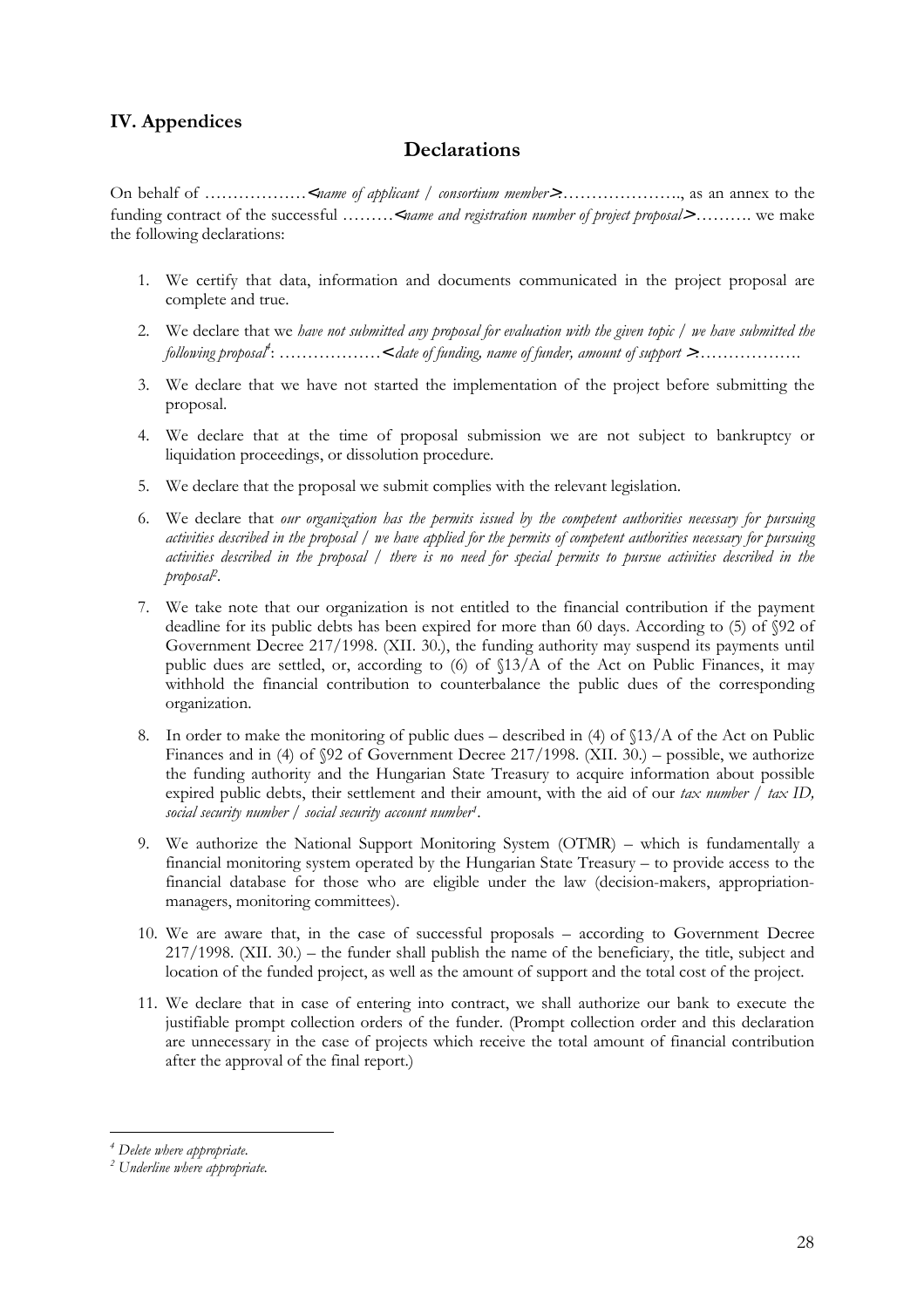## IV. Appendices

# Declarations

On behalf of ………………<*name of applicant / consortium member*>…………………., as an annex to the funding contract of the successful ………<*name and registration number of project proposal*>………. we make the following declarations:

1. We certify that data, information and documents communicated in the project proposal are complete and true.
2. We declare that we *have not submitted any proposal for evaluation with the given topic / we have submitted the following proposal*[4]: ………………<*date of funding, name of funder, amount of support* >……………….
3. We declare that we have not started the implementation of the project before submitting the proposal.
4. We declare that at the time of proposal submission we are not subject to bankruptcy or liquidation proceedings, or dissolution procedure.
5. We declare that the proposal we submit complies with the relevant legislation.
6. We declare that *our organization has the permits issued by the competent authorities necessary for pursuing activities described in the proposal / we have applied for the permits of competent authorities necessary for pursuing activities described in the proposal / there is no need for special permits to pursue activities described in the proposal*[2].
7. We take note that our organization is not entitled to the financial contribution if the payment deadline for its public debts has been expired for more than 60 days. According to (5) of §92 of Government Decree 217/1998. (XII. 30.), the funding authority may suspend its payments until public dues are settled, or, according to (6) of §13/A of the Act on Public Finances, it may withhold the financial contribution to counterbalance the public dues of the corresponding organization.
8. In order to make the monitoring of public dues – described in (4) of §13/A of the Act on Public Finances and in (4) of §92 of Government Decree 217/1998. (XII. 30.) – possible, we authorize the funding authority and the Hungarian State Treasury to acquire information about possible expired public debts, their settlement and their amount, with the aid of our *tax number / tax ID, social security number / social security account number*[1].
9. We authorize the National Support Monitoring System (OTMR) – which is fundamentally a financial monitoring system operated by the Hungarian State Treasury – to provide access to the financial database for those who are eligible under the law (decision-makers, appropriation-managers, monitoring committees).
10. We are aware that, in the case of successful proposals – according to Government Decree 217/1998. (XII. 30.) – the funder shall publish the name of the beneficiary, the title, subject and location of the funded project, as well as the amount of support and the total cost of the project.
11. We declare that in case of entering into contract, we shall authorize our bank to execute the justifiable prompt collection orders of the funder. (Prompt collection order and this declaration are unnecessary in the case of projects which receive the total amount of financial contribution after the approval of the final report.)

---

[4] *Delete where appropriate.*

[2] *Underline where appropriate.*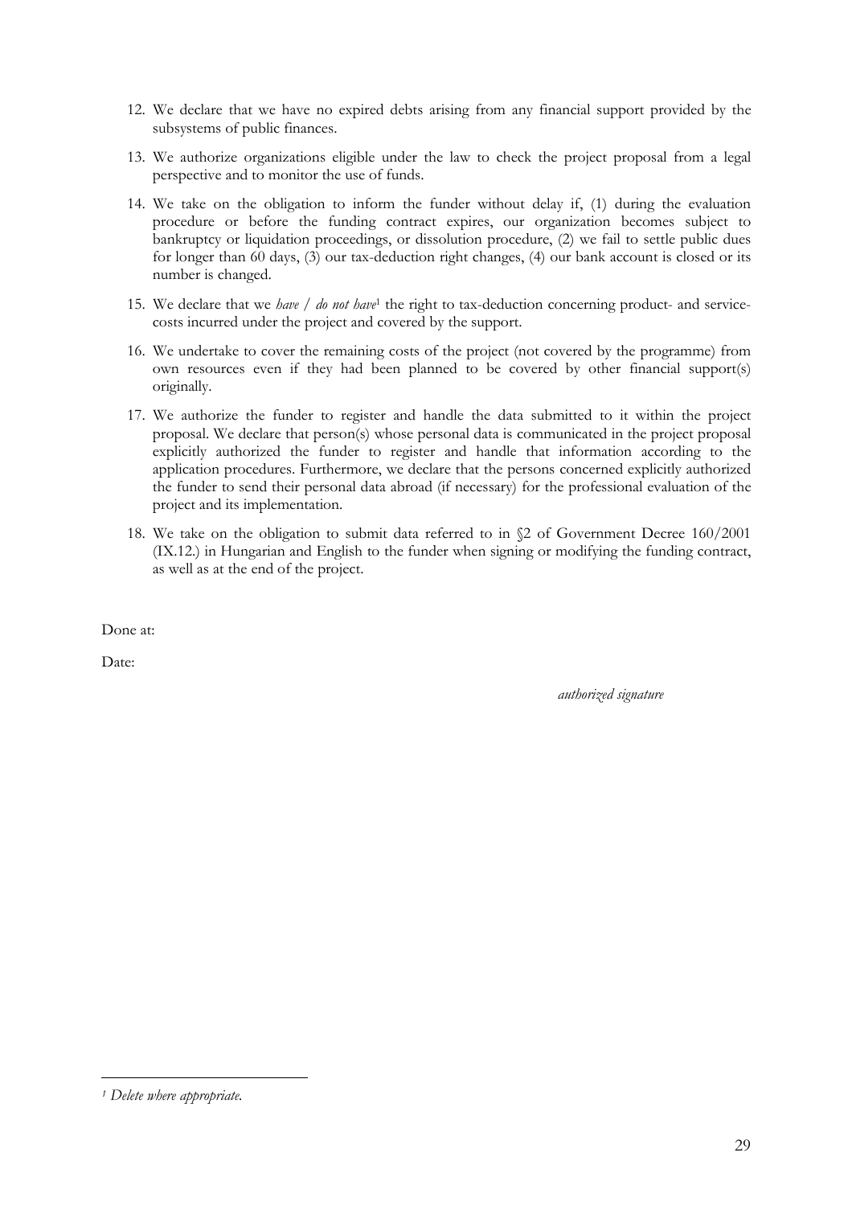12. We declare that we have no expired debts arising from any financial support provided by the subsystems of public finances.

13. We authorize organizations eligible under the law to check the project proposal from a legal perspective and to monitor the use of funds.

14. We take on the obligation to inform the funder without delay if, (1) during the evaluation procedure or before the funding contract expires, our organization becomes subject to bankruptcy or liquidation proceedings, or dissolution procedure, (2) we fail to settle public dues for longer than 60 days, (3) our tax-deduction right changes, (4) our bank account is closed or its number is changed.

15. We declare that we *have / do not have*[1] the right to tax-deduction concerning product- and service-costs incurred under the project and covered by the support.

16. We undertake to cover the remaining costs of the project (not covered by the programme) from own resources even if they had been planned to be covered by other financial support(s) originally.

17. We authorize the funder to register and handle the data submitted to it within the project proposal. We declare that person(s) whose personal data is communicated in the project proposal explicitly authorized the funder to register and handle that information according to the application procedures. Furthermore, we declare that the persons concerned explicitly authorized the funder to send their personal data abroad (if necessary) for the professional evaluation of the project and its implementation.

18. We take on the obligation to submit data referred to in §2 of Government Decree 160/2001 (IX.12.) in Hungarian and English to the funder when signing or modifying the funding contract, as well as at the end of the project.

Done at:

Date:

*authorized signature*

---

[1] *Delete where appropriate.*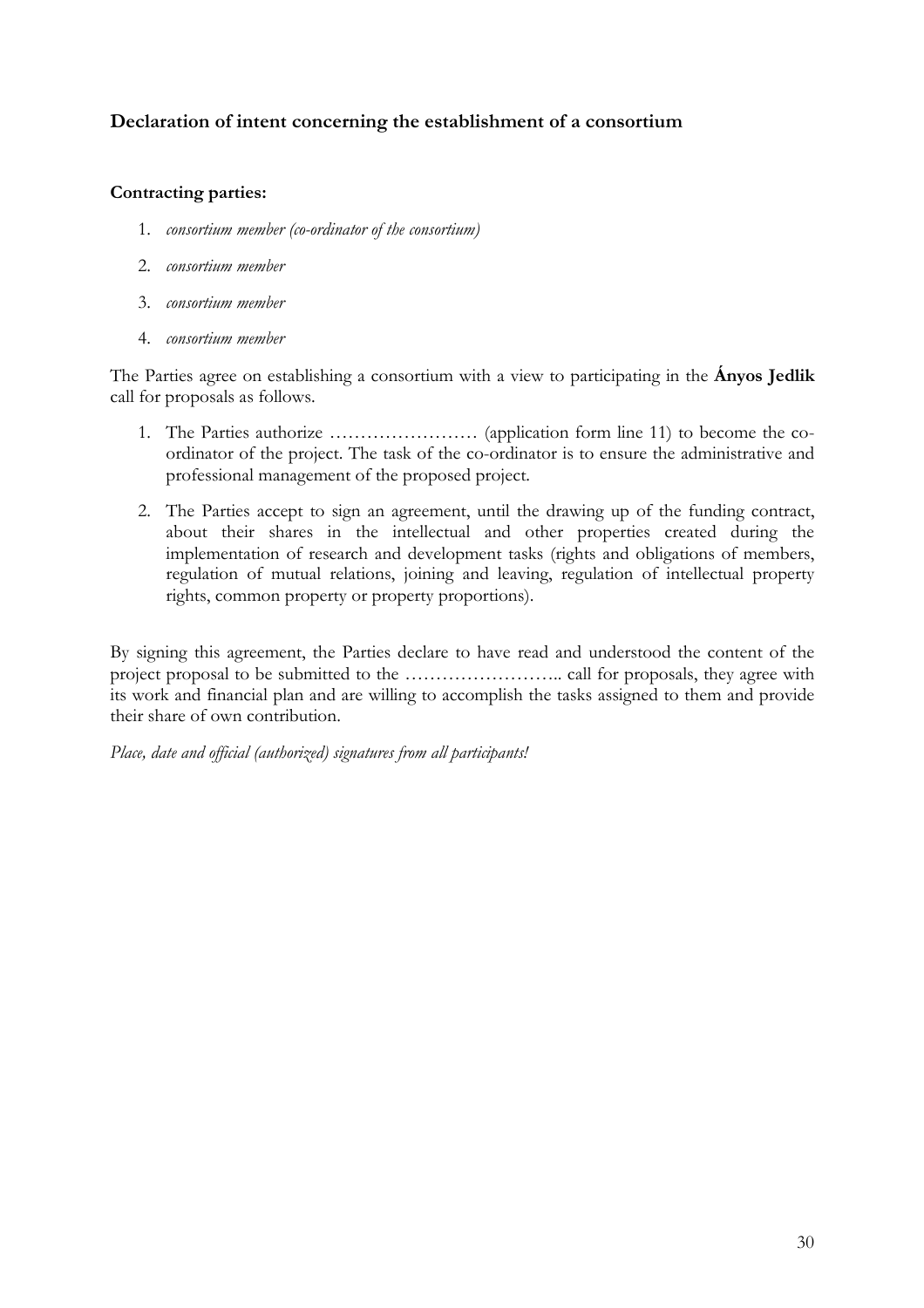### Declaration of intent concerning the establishment of a consortium

**Contracting parties:**

1. *consortium member (co-ordinator of the consortium)*
2. *consortium member*
3. *consortium member*
4. *consortium member*

The Parties agree on establishing a consortium with a view to participating in the **Ányos Jedlik** call for proposals as follows.

1. The Parties authorize …………………… (application form line 11) to become the co-ordinator of the project. The task of the co-ordinator is to ensure the administrative and professional management of the proposed project.
2. The Parties accept to sign an agreement, until the drawing up of the funding contract, about their shares in the intellectual and other properties created during the implementation of research and development tasks (rights and obligations of members, regulation of mutual relations, joining and leaving, regulation of intellectual property rights, common property or property proportions).

By signing this agreement, the Parties declare to have read and understood the content of the project proposal to be submitted to the …………………….. call for proposals, they agree with its work and financial plan and are willing to accomplish the tasks assigned to them and provide their share of own contribution.

*Place, date and official (authorized) signatures from all participants!*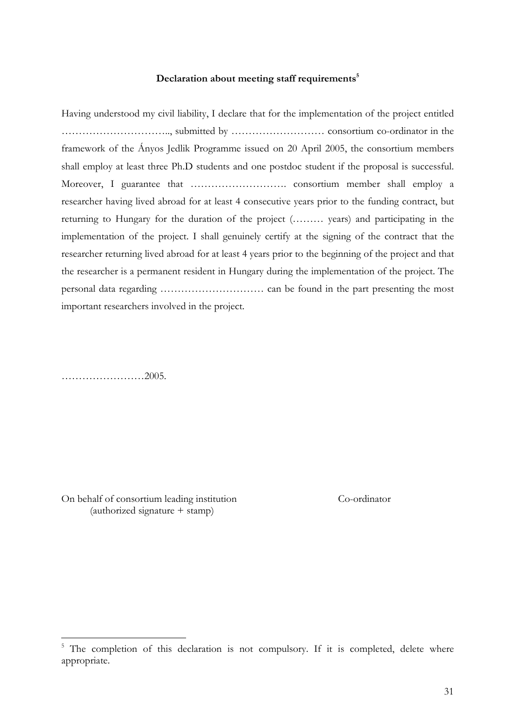**Declaration about meeting staff requirements[5]**

Having understood my civil liability, I declare that for the implementation of the project entitled ………………………….., submitted by ……………………… consortium co-ordinator in the framework of the Ányos Jedlik Programme issued on 20 April 2005, the consortium members shall employ at least three Ph.D students and one postdoc student if the proposal is successful. Moreover, I guarantee that ………………………. consortium member shall employ a researcher having lived abroad for at least 4 consecutive years prior to the funding contract, but returning to Hungary for the duration of the project (……… years) and participating in the implementation of the project. I shall genuinely certify at the signing of the contract that the researcher returning lived abroad for at least 4 years prior to the beginning of the project and that the researcher is a permanent resident in Hungary during the implementation of the project. The personal data regarding ………………………… can be found in the part presenting the most important researchers involved in the project.

……………………2005.

On behalf of consortium leading institution (authorized signature + stamp)

Co-ordinator

---

[5] The completion of this declaration is not compulsory. If it is completed, delete where appropriate.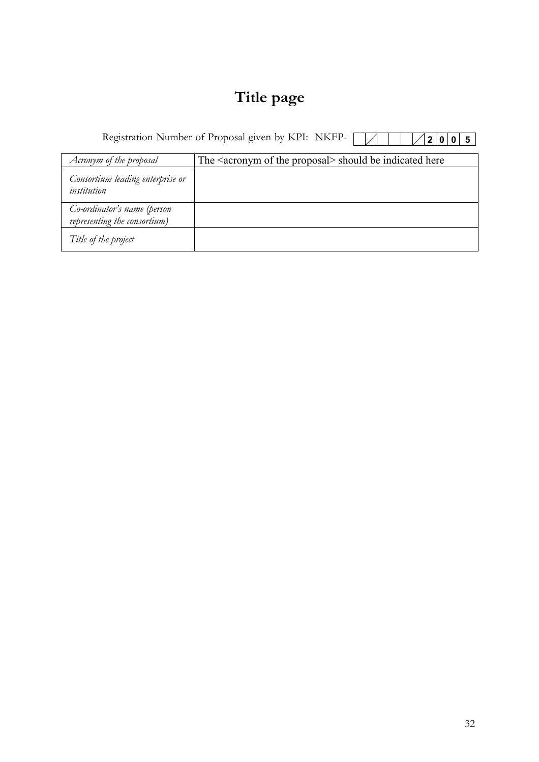# Title page

Registration Number of Proposal given by KPI: NKFP- | | / | | | | / | 2 | 0 | 0 | 5 |

| *Acronym of the proposal* | The <acronym of the proposal> should be indicated here |
|---|---|
| *Consortium leading enterprise or institution* | |
| *Co-ordinator's name (person representing the consortium)* | |
| *Title of the project* | |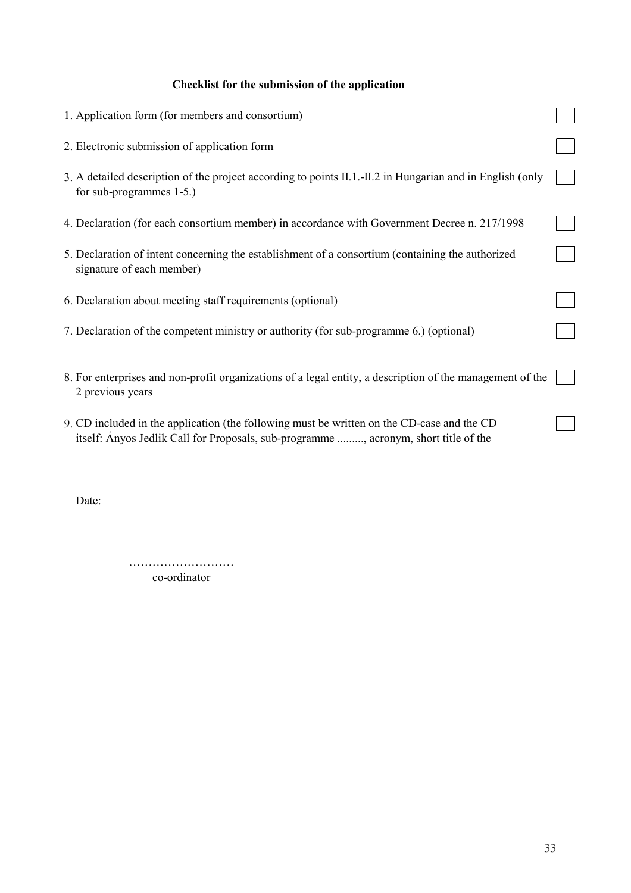**Checklist for the submission of the application**

1. Application form (for members and consortium) ☐
2. Electronic submission of application form ☐
3. A detailed description of the project according to points II.1.-II.2 in Hungarian and in English (only for sub-programmes 1-5.) ☐
4. Declaration (for each consortium member) in accordance with Government Decree n. 217/1998 ☐
5. Declaration of intent concerning the establishment of a consortium (containing the authorized signature of each member) ☐
6. Declaration about meeting staff requirements (optional) ☐
7. Declaration of the competent ministry or authority (for sub-programme 6.) (optional) ☐
8. For enterprises and non-profit organizations of a legal entity, a description of the management of the 2 previous years ☐
9. CD included in the application (the following must be written on the CD-case and the CD itself: Ányos Jedlik Call for Proposals, sub-programme ........., acronym, short title of the ☐

Date:

………………………
co-ordinator